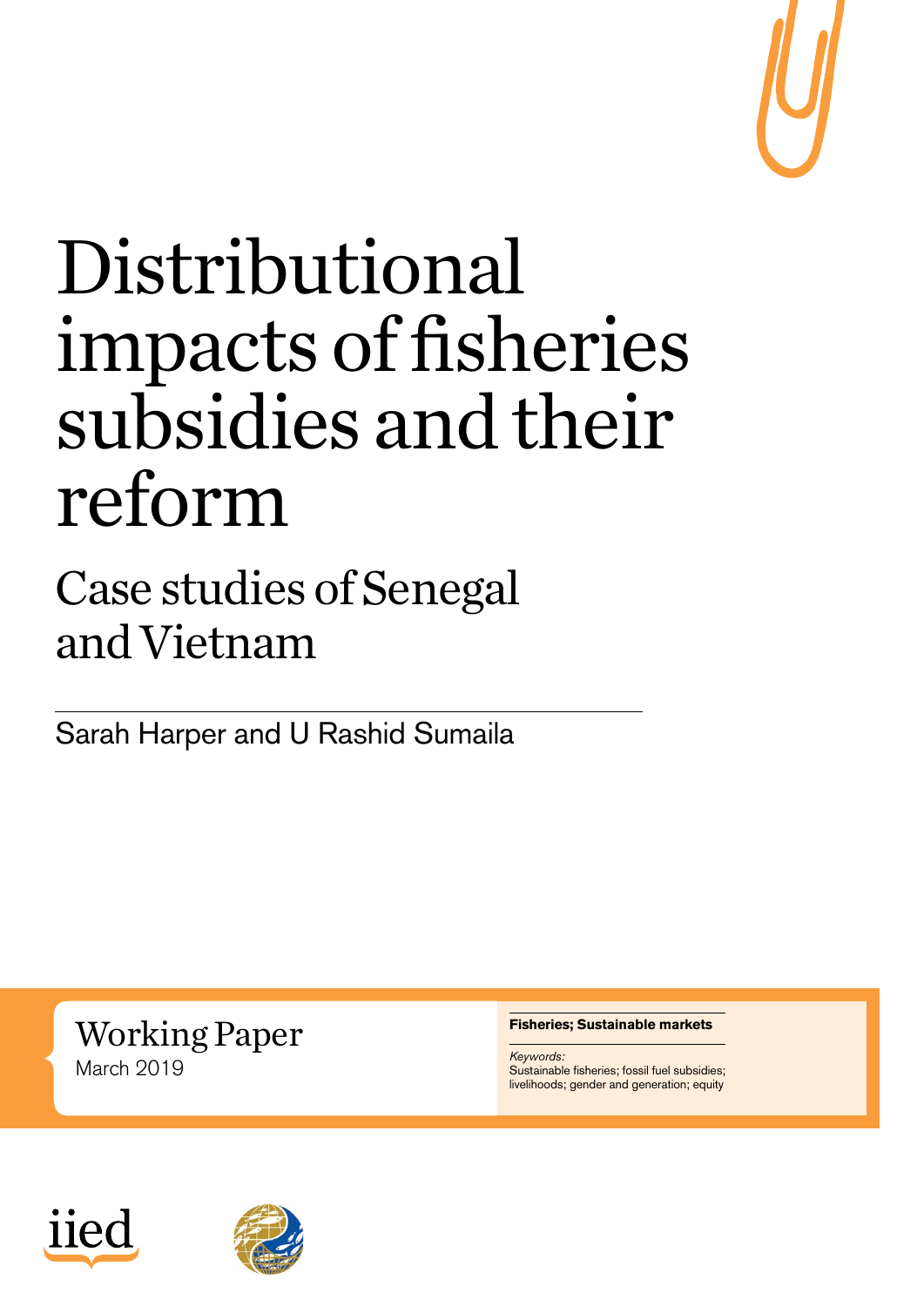# Distributional impacts of fisheries subsidies and their reform

## Case studies of Senegal and Vietnam

Sarah Harper and U Rashid Sumaila

Working Paper
March 2019

**Fisheries; Sustainable markets**

*Keywords:*
Sustainable fisheries; fossil fuel subsidies; livelihoods; gender and generation; equity

iied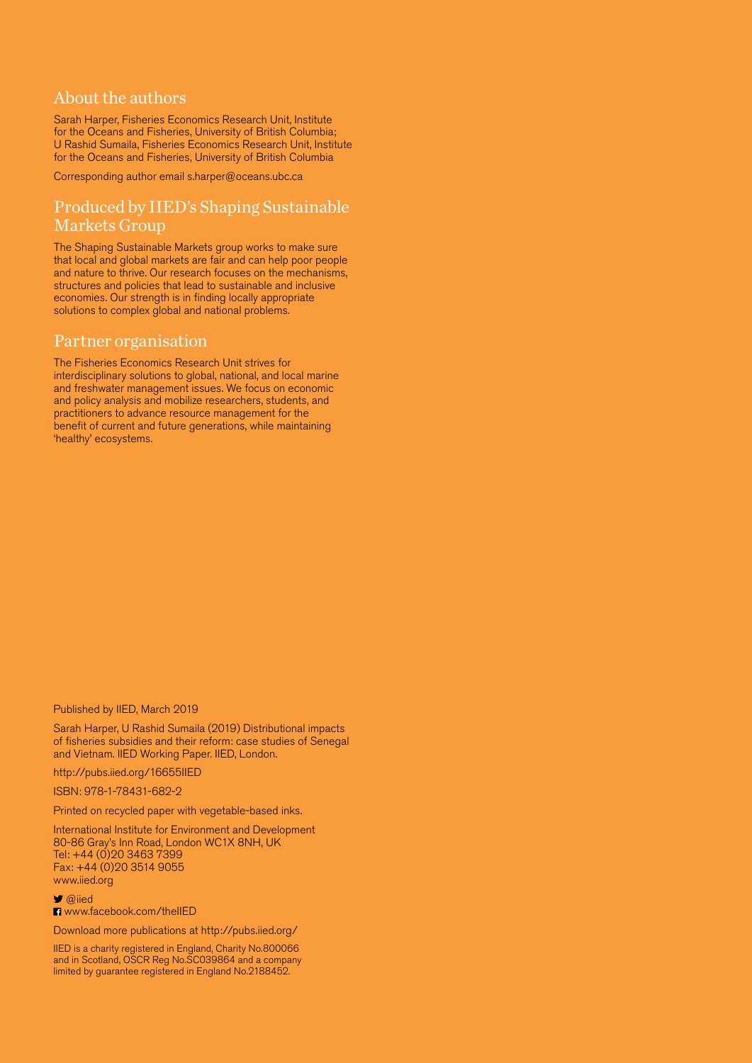## About the authors

Sarah Harper, Fisheries Economics Research Unit, Institute for the Oceans and Fisheries, University of British Columbia; U Rashid Sumaila, Fisheries Economics Research Unit, Institute for the Oceans and Fisheries, University of British Columbia

Corresponding author email s.harper@oceans.ubc.ca

## Produced by IIED's Shaping Sustainable Markets Group

The Shaping Sustainable Markets group works to make sure that local and global markets are fair and can help poor people and nature to thrive. Our research focuses on the mechanisms, structures and policies that lead to sustainable and inclusive economies. Our strength is in finding locally appropriate solutions to complex global and national problems.

## Partner organisation

The Fisheries Economics Research Unit strives for interdisciplinary solutions to global, national, and local marine and freshwater management issues. We focus on economic and policy analysis and mobilize researchers, students, and practitioners to advance resource management for the benefit of current and future generations, while maintaining 'healthy' ecosystems.

Published by IIED, March 2019

Sarah Harper, U Rashid Sumaila (2019) Distributional impacts of fisheries subsidies and their reform: case studies of Senegal and Vietnam. IIED Working Paper. IIED, London.

http://pubs.iied.org/16655IIED

ISBN: 978-1-78431-682-2

Printed on recycled paper with vegetable-based inks.

International Institute for Environment and Development
80-86 Gray's Inn Road, London WC1X 8NH, UK
Tel: +44 (0)20 3463 7399
Fax: +44 (0)20 3514 9055
www.iied.org

@iied
www.facebook.com/theIIED

Download more publications at http://pubs.iied.org/

IIED is a charity registered in England, Charity No.800066 and in Scotland, OSCR Reg No.SC039864 and a company limited by guarantee registered in England No.2188452.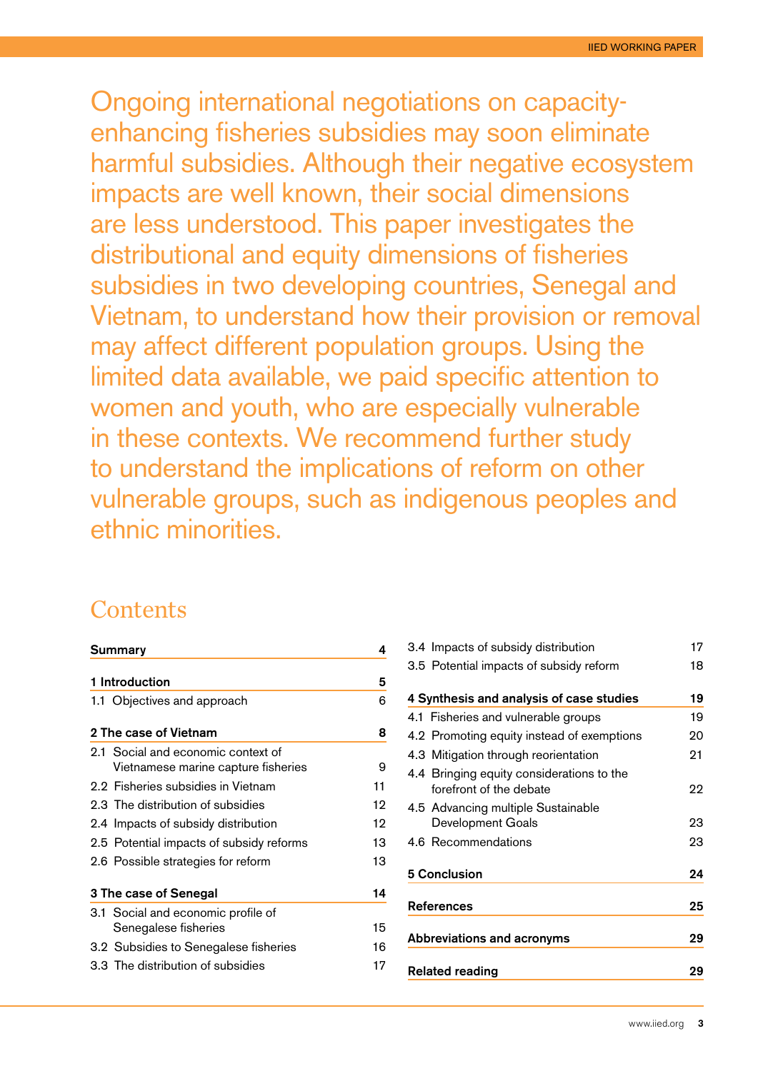Ongoing international negotiations on capacity-enhancing fisheries subsidies may soon eliminate harmful subsidies. Although their negative ecosystem impacts are well known, their social dimensions are less understood. This paper investigates the distributional and equity dimensions of fisheries subsidies in two developing countries, Senegal and Vietnam, to understand how their provision or removal may affect different population groups. Using the limited data available, we paid specific attention to women and youth, who are especially vulnerable in these contexts. We recommend further study to understand the implications of reform on other vulnerable groups, such as indigenous peoples and ethnic minorities.

## Contents

| | |
|---|---|
| **Summary** | **4** |
| **1 Introduction** | **5** |
| 1.1 Objectives and approach | 6 |
| **2 The case of Vietnam** | **8** |
| 2.1 Social and economic context of Vietnamese marine capture fisheries | 9 |
| 2.2 Fisheries subsidies in Vietnam | 11 |
| 2.3 The distribution of subsidies | 12 |
| 2.4 Impacts of subsidy distribution | 12 |
| 2.5 Potential impacts of subsidy reforms | 13 |
| 2.6 Possible strategies for reform | 13 |
| **3 The case of Senegal** | **14** |
| 3.1 Social and economic profile of Senegalese fisheries | 15 |
| 3.2 Subsidies to Senegalese fisheries | 16 |
| 3.3 The distribution of subsidies | 17 |
| 3.4 Impacts of subsidy distribution | 17 |
| 3.5 Potential impacts of subsidy reform | 18 |
| **4 Synthesis and analysis of case studies** | **19** |
| 4.1 Fisheries and vulnerable groups | 19 |
| 4.2 Promoting equity instead of exemptions | 20 |
| 4.3 Mitigation through reorientation | 21 |
| 4.4 Bringing equity considerations to the forefront of the debate | 22 |
| 4.5 Advancing multiple Sustainable Development Goals | 23 |
| 4.6 Recommendations | 23 |
| **5 Conclusion** | **24** |
| **References** | **25** |
| **Abbreviations and acronyms** | **29** |
| **Related reading** | **29** |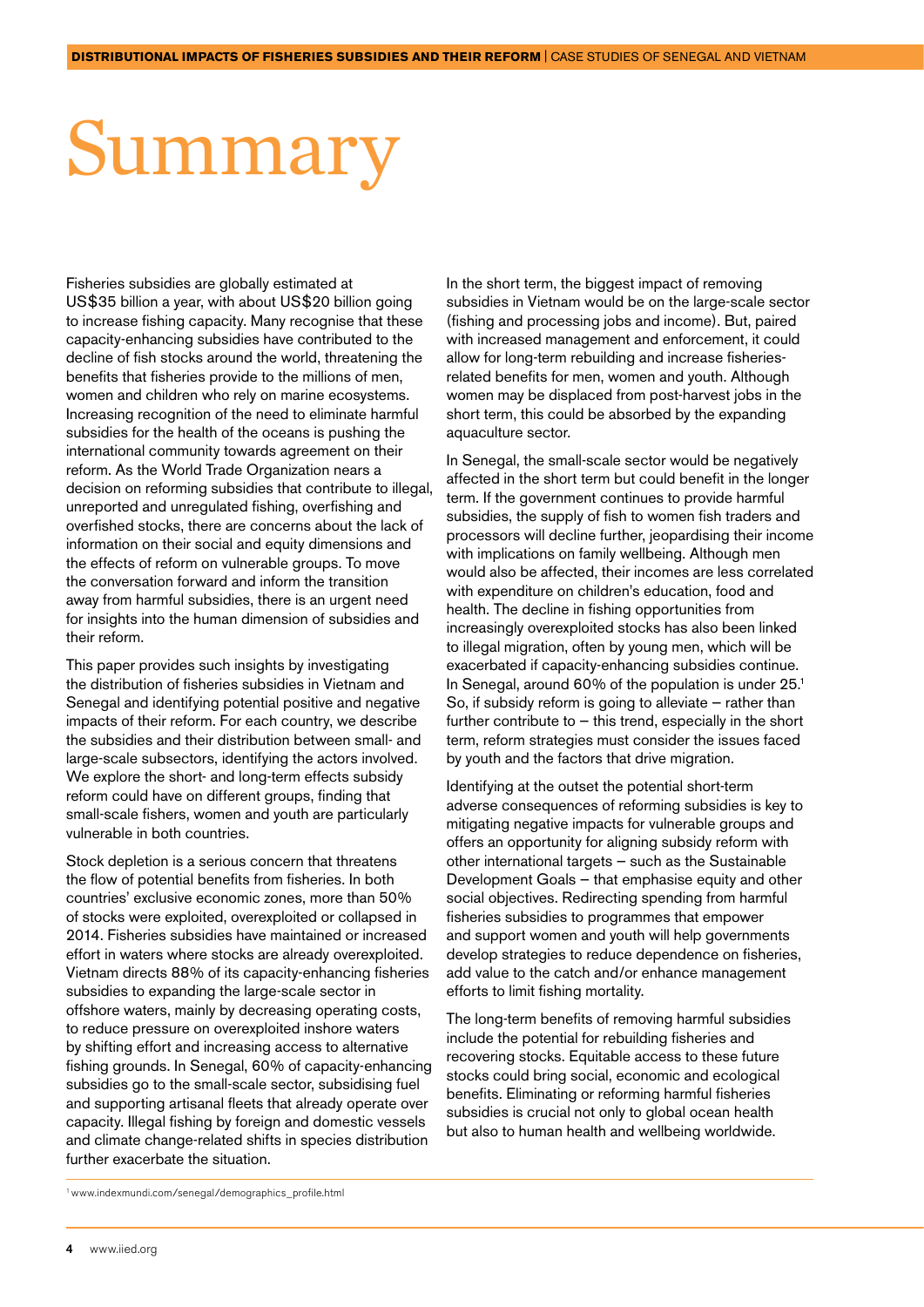# Summary

Fisheries subsidies are globally estimated at US$35 billion a year, with about US$20 billion going to increase fishing capacity. Many recognise that these capacity-enhancing subsidies have contributed to the decline of fish stocks around the world, threatening the benefits that fisheries provide to the millions of men, women and children who rely on marine ecosystems. Increasing recognition of the need to eliminate harmful subsidies for the health of the oceans is pushing the international community towards agreement on their reform. As the World Trade Organization nears a decision on reforming subsidies that contribute to illegal, unreported and unregulated fishing, overfishing and overfished stocks, there are concerns about the lack of information on their social and equity dimensions and the effects of reform on vulnerable groups. To move the conversation forward and inform the transition away from harmful subsidies, there is an urgent need for insights into the human dimension of subsidies and their reform.

This paper provides such insights by investigating the distribution of fisheries subsidies in Vietnam and Senegal and identifying potential positive and negative impacts of their reform. For each country, we describe the subsidies and their distribution between small- and large-scale subsectors, identifying the actors involved. We explore the short- and long-term effects subsidy reform could have on different groups, finding that small-scale fishers, women and youth are particularly vulnerable in both countries.

Stock depletion is a serious concern that threatens the flow of potential benefits from fisheries. In both countries' exclusive economic zones, more than 50% of stocks were exploited, overexploited or collapsed in 2014. Fisheries subsidies have maintained or increased effort in waters where stocks are already overexploited. Vietnam directs 88% of its capacity-enhancing fisheries subsidies to expanding the large-scale sector in offshore waters, mainly by decreasing operating costs, to reduce pressure on overexploited inshore waters by shifting effort and increasing access to alternative fishing grounds. In Senegal, 60% of capacity-enhancing subsidies go to the small-scale sector, subsidising fuel and supporting artisanal fleets that already operate over capacity. Illegal fishing by foreign and domestic vessels and climate change-related shifts in species distribution further exacerbate the situation.

In the short term, the biggest impact of removing subsidies in Vietnam would be on the large-scale sector (fishing and processing jobs and income). But, paired with increased management and enforcement, it could allow for long-term rebuilding and increase fisheries-related benefits for men, women and youth. Although women may be displaced from post-harvest jobs in the short term, this could be absorbed by the expanding aquaculture sector.

In Senegal, the small-scale sector would be negatively affected in the short term but could benefit in the longer term. If the government continues to provide harmful subsidies, the supply of fish to women fish traders and processors will decline further, jeopardising their income with implications on family wellbeing. Although men would also be affected, their incomes are less correlated with expenditure on children's education, food and health. The decline in fishing opportunities from increasingly overexploited stocks has also been linked to illegal migration, often by young men, which will be exacerbated if capacity-enhancing subsidies continue. In Senegal, around 60% of the population is under 25.[1] So, if subsidy reform is going to alleviate – rather than further contribute to – this trend, especially in the short term, reform strategies must consider the issues faced by youth and the factors that drive migration.

Identifying at the outset the potential short-term adverse consequences of reforming subsidies is key to mitigating negative impacts for vulnerable groups and offers an opportunity for aligning subsidy reform with other international targets – such as the Sustainable Development Goals – that emphasise equity and other social objectives. Redirecting spending from harmful fisheries subsidies to programmes that empower and support women and youth will help governments develop strategies to reduce dependence on fisheries, add value to the catch and/or enhance management efforts to limit fishing mortality.

The long-term benefits of removing harmful subsidies include the potential for rebuilding fisheries and recovering stocks. Equitable access to these future stocks could bring social, economic and ecological benefits. Eliminating or reforming harmful fisheries subsidies is crucial not only to global ocean health but also to human health and wellbeing worldwide.

[1] www.indexmundi.com/senegal/demographics_profile.html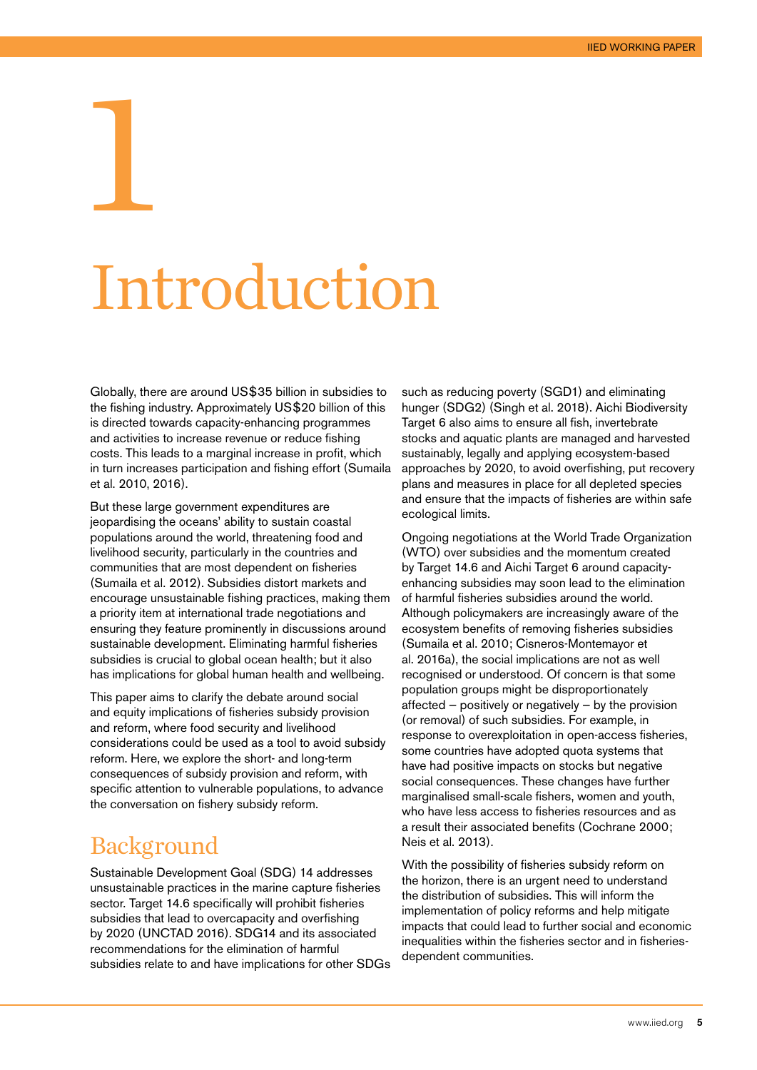# 1 Introduction

Globally, there are around US$35 billion in subsidies to the fishing industry. Approximately US$20 billion of this is directed towards capacity-enhancing programmes and activities to increase revenue or reduce fishing costs. This leads to a marginal increase in profit, which in turn increases participation and fishing effort (Sumaila et al. 2010, 2016).

But these large government expenditures are jeopardising the oceans' ability to sustain coastal populations around the world, threatening food and livelihood security, particularly in the countries and communities that are most dependent on fisheries (Sumaila et al. 2012). Subsidies distort markets and encourage unsustainable fishing practices, making them a priority item at international trade negotiations and ensuring they feature prominently in discussions around sustainable development. Eliminating harmful fisheries subsidies is crucial to global ocean health; but it also has implications for global human health and wellbeing.

This paper aims to clarify the debate around social and equity implications of fisheries subsidy provision and reform, where food security and livelihood considerations could be used as a tool to avoid subsidy reform. Here, we explore the short- and long-term consequences of subsidy provision and reform, with specific attention to vulnerable populations, to advance the conversation on fishery subsidy reform.

## Background

Sustainable Development Goal (SDG) 14 addresses unsustainable practices in the marine capture fisheries sector. Target 14.6 specifically will prohibit fisheries subsidies that lead to overcapacity and overfishing by 2020 (UNCTAD 2016). SDG14 and its associated recommendations for the elimination of harmful subsidies relate to and have implications for other SDGs such as reducing poverty (SGD1) and eliminating hunger (SDG2) (Singh et al. 2018). Aichi Biodiversity Target 6 also aims to ensure all fish, invertebrate stocks and aquatic plants are managed and harvested sustainably, legally and applying ecosystem-based approaches by 2020, to avoid overfishing, put recovery plans and measures in place for all depleted species and ensure that the impacts of fisheries are within safe ecological limits.

Ongoing negotiations at the World Trade Organization (WTO) over subsidies and the momentum created by Target 14.6 and Aichi Target 6 around capacity-enhancing subsidies may soon lead to the elimination of harmful fisheries subsidies around the world. Although policymakers are increasingly aware of the ecosystem benefits of removing fisheries subsidies (Sumaila et al. 2010; Cisneros-Montemayor et al. 2016a), the social implications are not as well recognised or understood. Of concern is that some population groups might be disproportionately affected – positively or negatively – by the provision (or removal) of such subsidies. For example, in response to overexploitation in open-access fisheries, some countries have adopted quota systems that have had positive impacts on stocks but negative social consequences. These changes have further marginalised small-scale fishers, women and youth, who have less access to fisheries resources and as a result their associated benefits (Cochrane 2000; Neis et al. 2013).

With the possibility of fisheries subsidy reform on the horizon, there is an urgent need to understand the distribution of subsidies. This will inform the implementation of policy reforms and help mitigate impacts that could lead to further social and economic inequalities within the fisheries sector and in fisheries-dependent communities.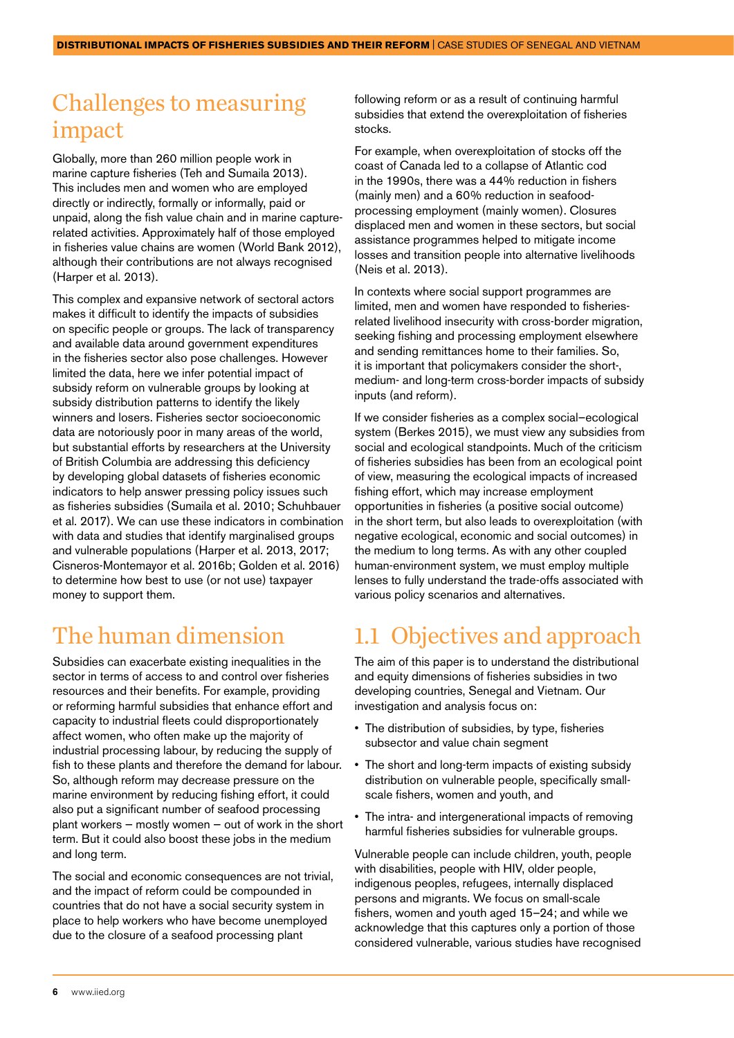## Challenges to measuring impact

Globally, more than 260 million people work in marine capture fisheries (Teh and Sumaila 2013). This includes men and women who are employed directly or indirectly, formally or informally, paid or unpaid, along the fish value chain and in marine capture-related activities. Approximately half of those employed in fisheries value chains are women (World Bank 2012), although their contributions are not always recognised (Harper et al. 2013).

This complex and expansive network of sectoral actors makes it difficult to identify the impacts of subsidies on specific people or groups. The lack of transparency and available data around government expenditures in the fisheries sector also pose challenges. However limited the data, here we infer potential impact of subsidy reform on vulnerable groups by looking at subsidy distribution patterns to identify the likely winners and losers. Fisheries sector socioeconomic data are notoriously poor in many areas of the world, but substantial efforts by researchers at the University of British Columbia are addressing this deficiency by developing global datasets of fisheries economic indicators to help answer pressing policy issues such as fisheries subsidies (Sumaila et al. 2010; Schuhbauer et al. 2017). We can use these indicators in combination with data and studies that identify marginalised groups and vulnerable populations (Harper et al. 2013, 2017; Cisneros-Montemayor et al. 2016b; Golden et al. 2016) to determine how best to use (or not use) taxpayer money to support them.

## The human dimension

Subsidies can exacerbate existing inequalities in the sector in terms of access to and control over fisheries resources and their benefits. For example, providing or reforming harmful subsidies that enhance effort and capacity to industrial fleets could disproportionately affect women, who often make up the majority of industrial processing labour, by reducing the supply of fish to these plants and therefore the demand for labour. So, although reform may decrease pressure on the marine environment by reducing fishing effort, it could also put a significant number of seafood processing plant workers – mostly women – out of work in the short term. But it could also boost these jobs in the medium and long term.

The social and economic consequences are not trivial, and the impact of reform could be compounded in countries that do not have a social security system in place to help workers who have become unemployed due to the closure of a seafood processing plant following reform or as a result of continuing harmful subsidies that extend the overexploitation of fisheries stocks.

For example, when overexploitation of stocks off the coast of Canada led to a collapse of Atlantic cod in the 1990s, there was a 44% reduction in fishers (mainly men) and a 60% reduction in seafood-processing employment (mainly women). Closures displaced men and women in these sectors, but social assistance programmes helped to mitigate income losses and transition people into alternative livelihoods (Neis et al. 2013).

In contexts where social support programmes are limited, men and women have responded to fisheries-related livelihood insecurity with cross-border migration, seeking fishing and processing employment elsewhere and sending remittances home to their families. So, it is important that policymakers consider the short-, medium- and long-term cross-border impacts of subsidy inputs (and reform).

If we consider fisheries as a complex social–ecological system (Berkes 2015), we must view any subsidies from social and ecological standpoints. Much of the criticism of fisheries subsidies has been from an ecological point of view, measuring the ecological impacts of increased fishing effort, which may increase employment opportunities in fisheries (a positive social outcome) in the short term, but also leads to overexploitation (with negative ecological, economic and social outcomes) in the medium to long terms. As with any other coupled human-environment system, we must employ multiple lenses to fully understand the trade-offs associated with various policy scenarios and alternatives.

## 1.1 Objectives and approach

The aim of this paper is to understand the distributional and equity dimensions of fisheries subsidies in two developing countries, Senegal and Vietnam. Our investigation and analysis focus on:

- The distribution of subsidies, by type, fisheries subsector and value chain segment
- The short and long-term impacts of existing subsidy distribution on vulnerable people, specifically small-scale fishers, women and youth, and
- The intra- and intergenerational impacts of removing harmful fisheries subsidies for vulnerable groups.

Vulnerable people can include children, youth, people with disabilities, people with HIV, older people, indigenous peoples, refugees, internally displaced persons and migrants. We focus on small-scale fishers, women and youth aged 15–24; and while we acknowledge that this captures only a portion of those considered vulnerable, various studies have recognised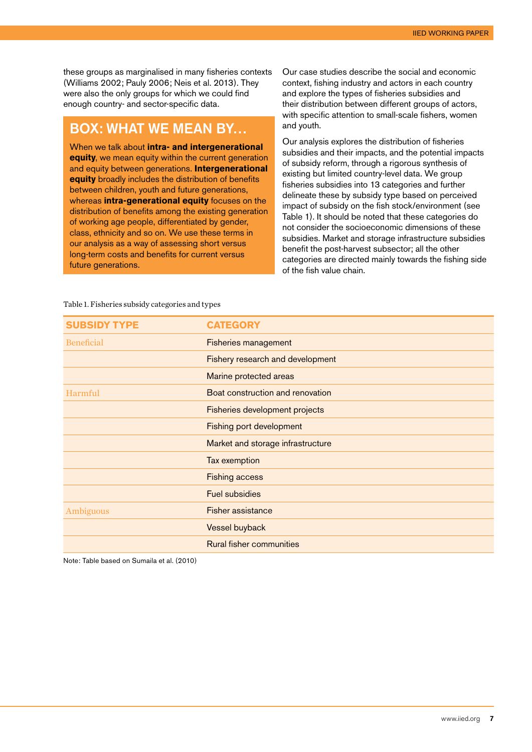these groups as marginalised in many fisheries contexts (Williams 2002; Pauly 2006; Neis et al. 2013). They were also the only groups for which we could find enough country- and sector-specific data.

## BOX: WHAT WE MEAN BY…

When we talk about **intra- and intergenerational equity**, we mean equity within the current generation and equity between generations. **Intergenerational equity** broadly includes the distribution of benefits between children, youth and future generations, whereas **intra-generational equity** focuses on the distribution of benefits among the existing generation of working age people, differentiated by gender, class, ethnicity and so on. We use these terms in our analysis as a way of assessing short versus long-term costs and benefits for current versus future generations.

Our case studies describe the social and economic context, fishing industry and actors in each country and explore the types of fisheries subsidies and their distribution between different groups of actors, with specific attention to small-scale fishers, women and youth.

Our analysis explores the distribution of fisheries subsidies and their impacts, and the potential impacts of subsidy reform, through a rigorous synthesis of existing but limited country-level data. We group fisheries subsidies into 13 categories and further delineate these by subsidy type based on perceived impact of subsidy on the fish stock/environment (see Table 1). It should be noted that these categories do not consider the socioeconomic dimensions of these subsidies. Market and storage infrastructure subsidies benefit the post-harvest subsector; all the other categories are directed mainly towards the fishing side of the fish value chain.

Table 1. Fisheries subsidy categories and types

| SUBSIDY TYPE | CATEGORY |
|---|---|
| Beneficial | Fisheries management |
| | Fishery research and development |
| | Marine protected areas |
| Harmful | Boat construction and renovation |
| | Fisheries development projects |
| | Fishing port development |
| | Market and storage infrastructure |
| | Tax exemption |
| | Fishing access |
| | Fuel subsidies |
| Ambiguous | Fisher assistance |
| | Vessel buyback |
| | Rural fisher communities |

Note: Table based on Sumaila et al. (2010)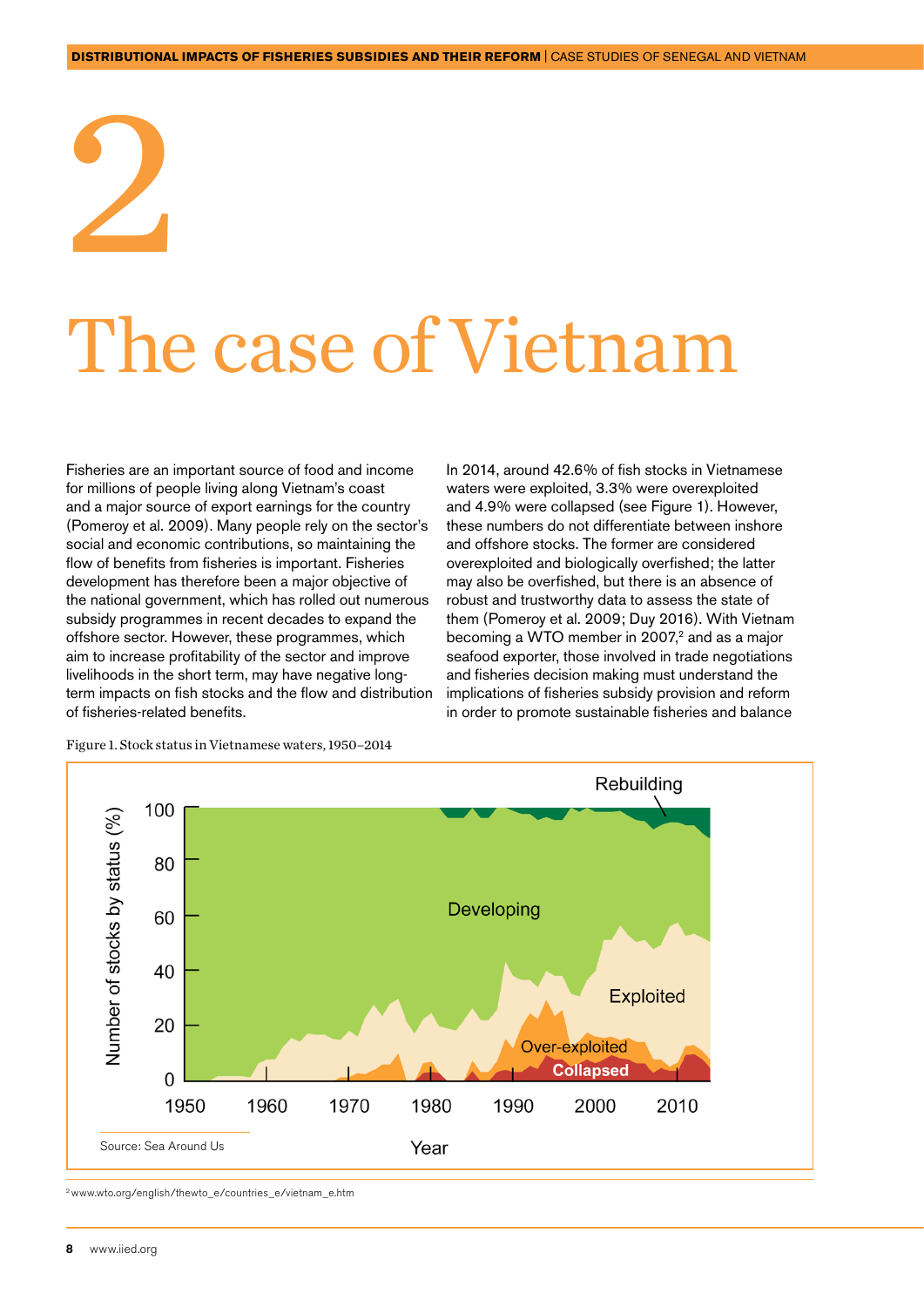# 2

# The case of Vietnam

Fisheries are an important source of food and income for millions of people living along Vietnam's coast and a major source of export earnings for the country (Pomeroy et al. 2009). Many people rely on the sector's social and economic contributions, so maintaining the flow of benefits from fisheries is important. Fisheries development has therefore been a major objective of the national government, which has rolled out numerous subsidy programmes in recent decades to expand the offshore sector. However, these programmes, which aim to increase profitability of the sector and improve livelihoods in the short term, may have negative long-term impacts on fish stocks and the flow and distribution of fisheries-related benefits.

In 2014, around 42.6% of fish stocks in Vietnamese waters were exploited, 3.3% were overexploited and 4.9% were collapsed (see Figure 1). However, these numbers do not differentiate between inshore and offshore stocks. The former are considered overexploited and biologically overfished; the latter may also be overfished, but there is an absence of robust and trustworthy data to assess the state of them (Pomeroy et al. 2009; Duy 2016). With Vietnam becoming a WTO member in 2007,[2] and as a major seafood exporter, those involved in trade negotiations and fisheries decision making must understand the implications of fisheries subsidy provision and reform in order to promote sustainable fisheries and balance

Figure 1. Stock status in Vietnamese waters, 1950–2014

Source: Sea Around Us

[2] www.wto.org/english/thewto_e/countries_e/vietnam_e.htm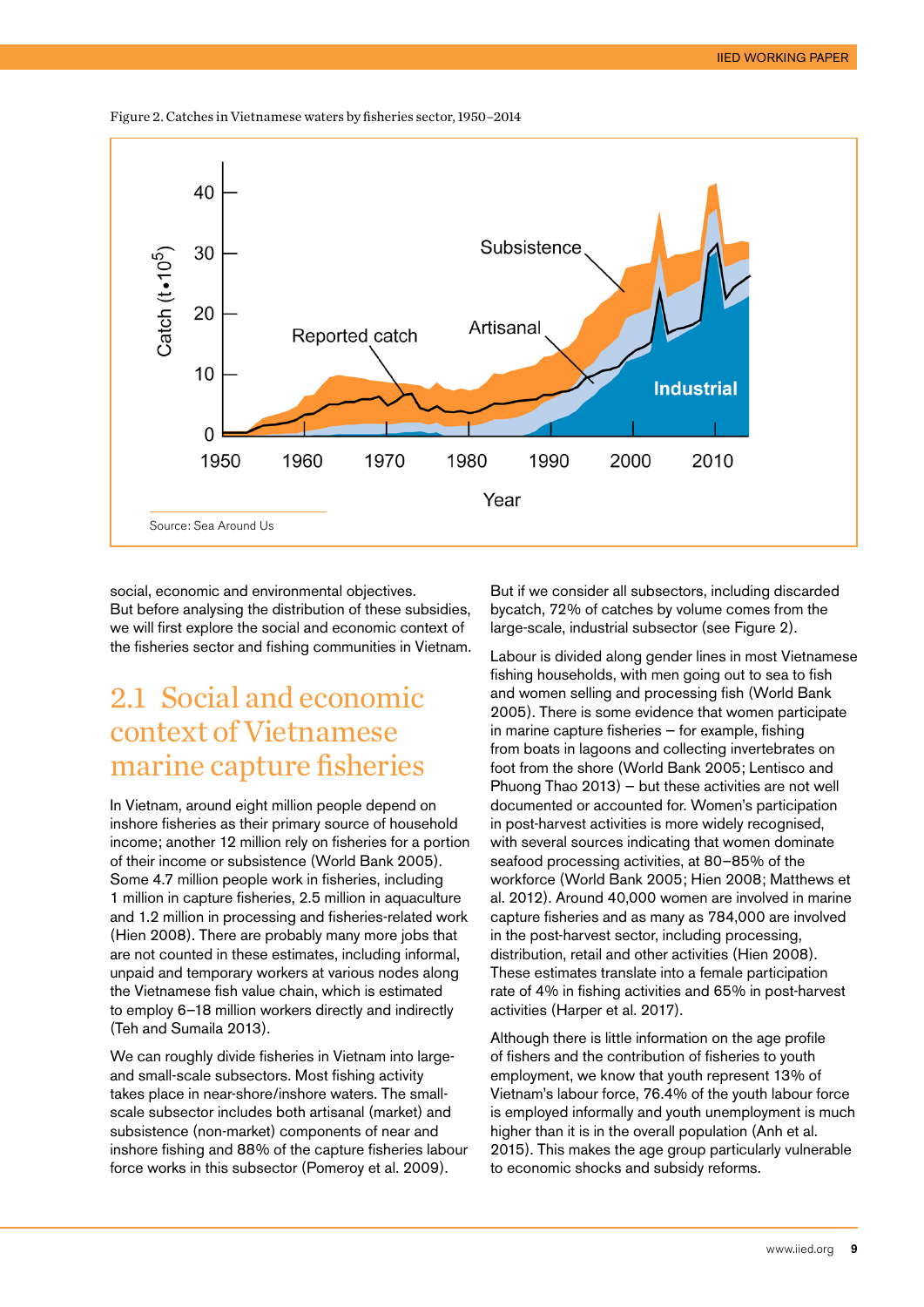Figure 2. Catches in Vietnamese waters by fisheries sector, 1950–2014

Source: Sea Around Us

social, economic and environmental objectives. But before analysing the distribution of these subsidies, we will first explore the social and economic context of the fisheries sector and fishing communities in Vietnam.

## 2.1 Social and economic context of Vietnamese marine capture fisheries

In Vietnam, around eight million people depend on inshore fisheries as their primary source of household income; another 12 million rely on fisheries for a portion of their income or subsistence (World Bank 2005). Some 4.7 million people work in fisheries, including 1 million in capture fisheries, 2.5 million in aquaculture and 1.2 million in processing and fisheries-related work (Hien 2008). There are probably many more jobs that are not counted in these estimates, including informal, unpaid and temporary workers at various nodes along the Vietnamese fish value chain, which is estimated to employ 6–18 million workers directly and indirectly (Teh and Sumaila 2013).

We can roughly divide fisheries in Vietnam into large- and small-scale subsectors. Most fishing activity takes place in near-shore/inshore waters. The small-scale subsector includes both artisanal (market) and subsistence (non-market) components of near and inshore fishing and 88% of the capture fisheries labour force works in this subsector (Pomeroy et al. 2009). But if we consider all subsectors, including discarded bycatch, 72% of catches by volume comes from the large-scale, industrial subsector (see Figure 2).

Labour is divided along gender lines in most Vietnamese fishing households, with men going out to sea to fish and women selling and processing fish (World Bank 2005). There is some evidence that women participate in marine capture fisheries – for example, fishing from boats in lagoons and collecting invertebrates on foot from the shore (World Bank 2005; Lentisco and Phuong Thao 2013) – but these activities are not well documented or accounted for. Women's participation in post-harvest activities is more widely recognised, with several sources indicating that women dominate seafood processing activities, at 80–85% of the workforce (World Bank 2005; Hien 2008; Matthews et al. 2012). Around 40,000 women are involved in marine capture fisheries and as many as 784,000 are involved in the post-harvest sector, including processing, distribution, retail and other activities (Hien 2008). These estimates translate into a female participation rate of 4% in fishing activities and 65% in post-harvest activities (Harper et al. 2017).

Although there is little information on the age profile of fishers and the contribution of fisheries to youth employment, we know that youth represent 13% of Vietnam's labour force, 76.4% of the youth labour force is employed informally and youth unemployment is much higher than it is in the overall population (Anh et al. 2015). This makes the age group particularly vulnerable to economic shocks and subsidy reforms.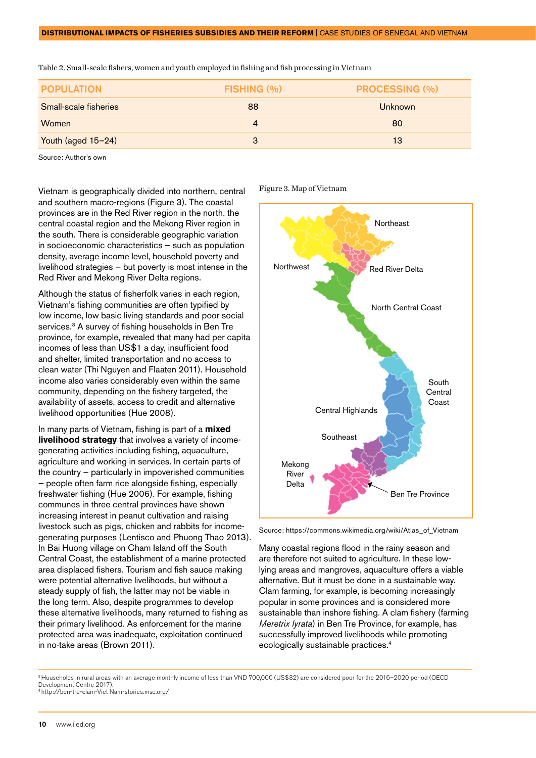Table 2. Small-scale fishers, women and youth employed in fishing and fish processing in Vietnam

| POPULATION | FISHING (%) | PROCESSING (%) |
|---|---|---|
| Small-scale fisheries | 88 | Unknown |
| Women | 4 | 80 |
| Youth (aged 15–24) | 3 | 13 |

Source: Author's own

Vietnam is geographically divided into northern, central and southern macro-regions (Figure 3). The coastal provinces are in the Red River region in the north, the central coastal region and the Mekong River region in the south. There is considerable geographic variation in socioeconomic characteristics – such as population density, average income level, household poverty and livelihood strategies – but poverty is most intense in the Red River and Mekong River Delta regions.

Although the status of fisherfolk varies in each region, Vietnam's fishing communities are often typified by low income, low basic living standards and poor social services.[3] A survey of fishing households in Ben Tre province, for example, revealed that many had per capita incomes of less than US$1 a day, insufficient food and shelter, limited transportation and no access to clean water (Thi Nguyen and Flaaten 2011). Household income also varies considerably even within the same community, depending on the fishery targeted, the availability of assets, access to credit and alternative livelihood opportunities (Hue 2008).

In many parts of Vietnam, fishing is part of a **mixed livelihood strategy** that involves a variety of income-generating activities including fishing, aquaculture, agriculture and working in services. In certain parts of the country – particularly in impoverished communities – people often farm rice alongside fishing, especially freshwater fishing (Hue 2006). For example, fishing communes in three central provinces have shown increasing interest in peanut cultivation and raising livestock such as pigs, chicken and rabbits for income-generating purposes (Lentisco and Phuong Thao 2013). In Bai Huong village on Cham Island off the South Central Coast, the establishment of a marine protected area displaced fishers. Tourism and fish sauce making were potential alternative livelihoods, but without a steady supply of fish, the latter may not be viable in the long term. Also, despite programmes to develop these alternative livelihoods, many returned to fishing as their primary livelihood. As enforcement for the marine protected area was inadequate, exploitation continued in no-take areas (Brown 2011).

Figure 3. Map of Vietnam

Northeast, Northwest, Red River Delta, North Central Coast, South Central Coast, Central Highlands, Southeast, Mekong River Delta, Ben Tre Province

Source: https://commons.wikimedia.org/wiki/Atlas_of_Vietnam

Many coastal regions flood in the rainy season and are therefore not suited to agriculture. In these low-lying areas and mangroves, aquaculture offers a viable alternative. But it must be done in a sustainable way. Clam farming, for example, is becoming increasingly popular in some provinces and is considered more sustainable than inshore fishing. A clam fishery (farming *Meretrix lyrata*) in Ben Tre Province, for example, has successfully improved livelihoods while promoting ecologically sustainable practices.[4]

[3] Households in rural areas with an average monthly income of less than VND 700,000 (US$32) are considered poor for the 2016–2020 period (OECD Development Centre 2017).

[4] http://ben-tre-clam-Viet Nam-stories.msc.org/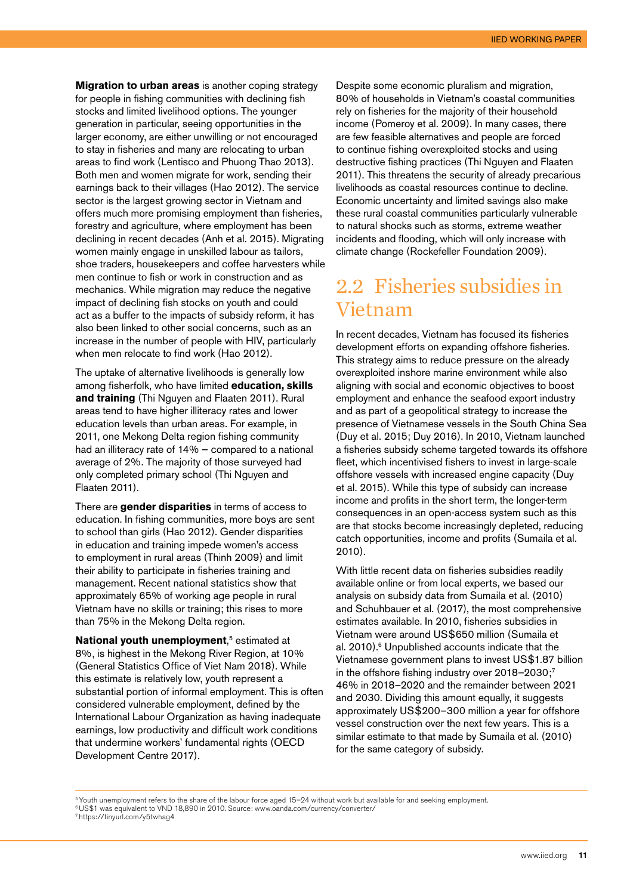**Migration to urban areas** is another coping strategy for people in fishing communities with declining fish stocks and limited livelihood options. The younger generation in particular, seeing opportunities in the larger economy, are either unwilling or not encouraged to stay in fisheries and many are relocating to urban areas to find work (Lentisco and Phuong Thao 2013). Both men and women migrate for work, sending their earnings back to their villages (Hao 2012). The service sector is the largest growing sector in Vietnam and offers much more promising employment than fisheries, forestry and agriculture, where employment has been declining in recent decades (Anh et al. 2015). Migrating women mainly engage in unskilled labour as tailors, shoe traders, housekeepers and coffee harvesters while men continue to fish or work in construction and as mechanics. While migration may reduce the negative impact of declining fish stocks on youth and could act as a buffer to the impacts of subsidy reform, it has also been linked to other social concerns, such as an increase in the number of people with HIV, particularly when men relocate to find work (Hao 2012).

The uptake of alternative livelihoods is generally low among fisherfolk, who have limited **education, skills and training** (Thi Nguyen and Flaaten 2011). Rural areas tend to have higher illiteracy rates and lower education levels than urban areas. For example, in 2011, one Mekong Delta region fishing community had an illiteracy rate of 14% – compared to a national average of 2%. The majority of those surveyed had only completed primary school (Thi Nguyen and Flaaten 2011).

There are **gender disparities** in terms of access to education. In fishing communities, more boys are sent to school than girls (Hao 2012). Gender disparities in education and training impede women's access to employment in rural areas (Thinh 2009) and limit their ability to participate in fisheries training and management. Recent national statistics show that approximately 65% of working age people in rural Vietnam have no skills or training; this rises to more than 75% in the Mekong Delta region.

**National youth unemployment**,[5] estimated at 8%, is highest in the Mekong River Region, at 10% (General Statistics Office of Viet Nam 2018). While this estimate is relatively low, youth represent a substantial portion of informal employment. This is often considered vulnerable employment, defined by the International Labour Organization as having inadequate earnings, low productivity and difficult work conditions that undermine workers' fundamental rights (OECD Development Centre 2017).

Despite some economic pluralism and migration, 80% of households in Vietnam's coastal communities rely on fisheries for the majority of their household income (Pomeroy et al. 2009). In many cases, there are few feasible alternatives and people are forced to continue fishing overexploited stocks and using destructive fishing practices (Thi Nguyen and Flaaten 2011). This threatens the security of already precarious livelihoods as coastal resources continue to decline. Economic uncertainty and limited savings also make these rural coastal communities particularly vulnerable to natural shocks such as storms, extreme weather incidents and flooding, which will only increase with climate change (Rockefeller Foundation 2009).

## 2.2 Fisheries subsidies in Vietnam

In recent decades, Vietnam has focused its fisheries development efforts on expanding offshore fisheries. This strategy aims to reduce pressure on the already overexploited inshore marine environment while also aligning with social and economic objectives to boost employment and enhance the seafood export industry and as part of a geopolitical strategy to increase the presence of Vietnamese vessels in the South China Sea (Duy et al. 2015; Duy 2016). In 2010, Vietnam launched a fisheries subsidy scheme targeted towards its offshore fleet, which incentivised fishers to invest in large-scale offshore vessels with increased engine capacity (Duy et al. 2015). While this type of subsidy can increase income and profits in the short term, the longer-term consequences in an open-access system such as this are that stocks become increasingly depleted, reducing catch opportunities, income and profits (Sumaila et al. 2010).

With little recent data on fisheries subsidies readily available online or from local experts, we based our analysis on subsidy data from Sumaila et al. (2010) and Schuhbauer et al. (2017), the most comprehensive estimates available. In 2010, fisheries subsidies in Vietnam were around US$650 million (Sumaila et al. 2010).[6] Unpublished accounts indicate that the Vietnamese government plans to invest US$1.87 billion in the offshore fishing industry over 2018–2030;[7] 46% in 2018–2020 and the remainder between 2021 and 2030. Dividing this amount equally, it suggests approximately US$200–300 million a year for offshore vessel construction over the next few years. This is a similar estimate to that made by Sumaila et al. (2010) for the same category of subsidy.

---

[5] Youth unemployment refers to the share of the labour force aged 15–24 without work but available for and seeking employment.

[6] US$1 was equivalent to VND 18,890 in 2010. Source: www.oanda.com/currency/converter/

[7] https://tinyurl.com/y5twhag4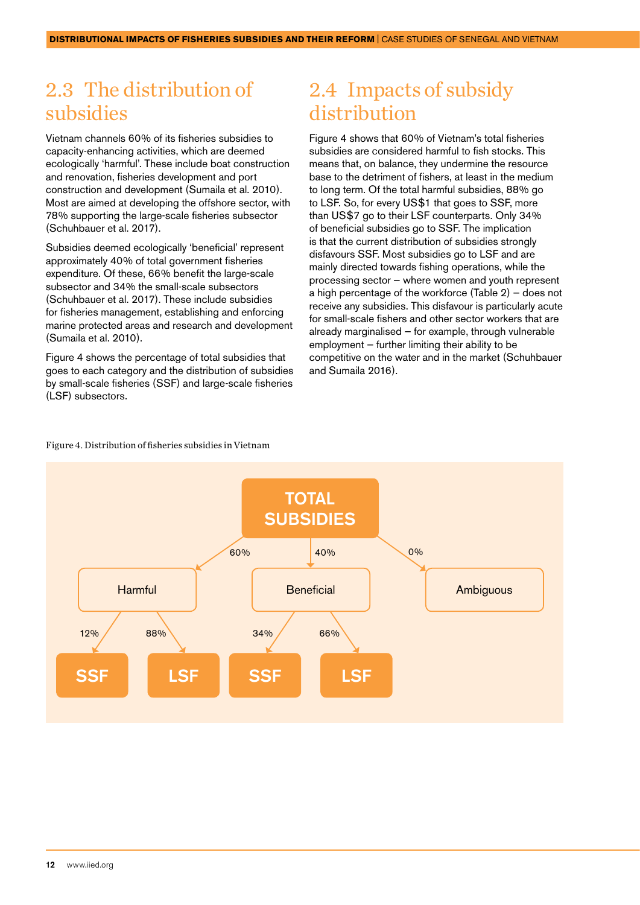## 2.3 The distribution of subsidies

Vietnam channels 60% of its fisheries subsidies to capacity-enhancing activities, which are deemed ecologically 'harmful'. These include boat construction and renovation, fisheries development and port construction and development (Sumaila et al. 2010). Most are aimed at developing the offshore sector, with 78% supporting the large-scale fisheries subsector (Schuhbauer et al. 2017).

Subsidies deemed ecologically 'beneficial' represent approximately 40% of total government fisheries expenditure. Of these, 66% benefit the large-scale subsector and 34% the small-scale subsectors (Schuhbauer et al. 2017). These include subsidies for fisheries management, establishing and enforcing marine protected areas and research and development (Sumaila et al. 2010).

Figure 4 shows the percentage of total subsidies that goes to each category and the distribution of subsidies by small-scale fisheries (SSF) and large-scale fisheries (LSF) subsectors.

## 2.4 Impacts of subsidy distribution

Figure 4 shows that 60% of Vietnam's total fisheries subsidies are considered harmful to fish stocks. This means that, on balance, they undermine the resource base to the detriment of fishers, at least in the medium to long term. Of the total harmful subsidies, 88% go to LSF. So, for every US$1 that goes to SSF, more than US$7 go to their LSF counterparts. Only 34% of beneficial subsidies go to SSF. The implication is that the current distribution of subsidies strongly disfavours SSF. Most subsidies go to LSF and are mainly directed towards fishing operations, while the processing sector – where women and youth represent a high percentage of the workforce (Table 2) – does not receive any subsidies. This disfavour is particularly acute for small-scale fishers and other sector workers that are already marginalised – for example, through vulnerable employment – further limiting their ability to be competitive on the water and in the market (Schuhbauer and Sumaila 2016).

Figure 4. Distribution of fisheries subsidies in Vietnam

- TOTAL SUBSIDIES
  - Harmful (60%)
    - SSF (12%)
    - LSF (88%)
  - Beneficial (40%)
    - SSF (34%)
    - LSF (66%)
  - Ambiguous (0%)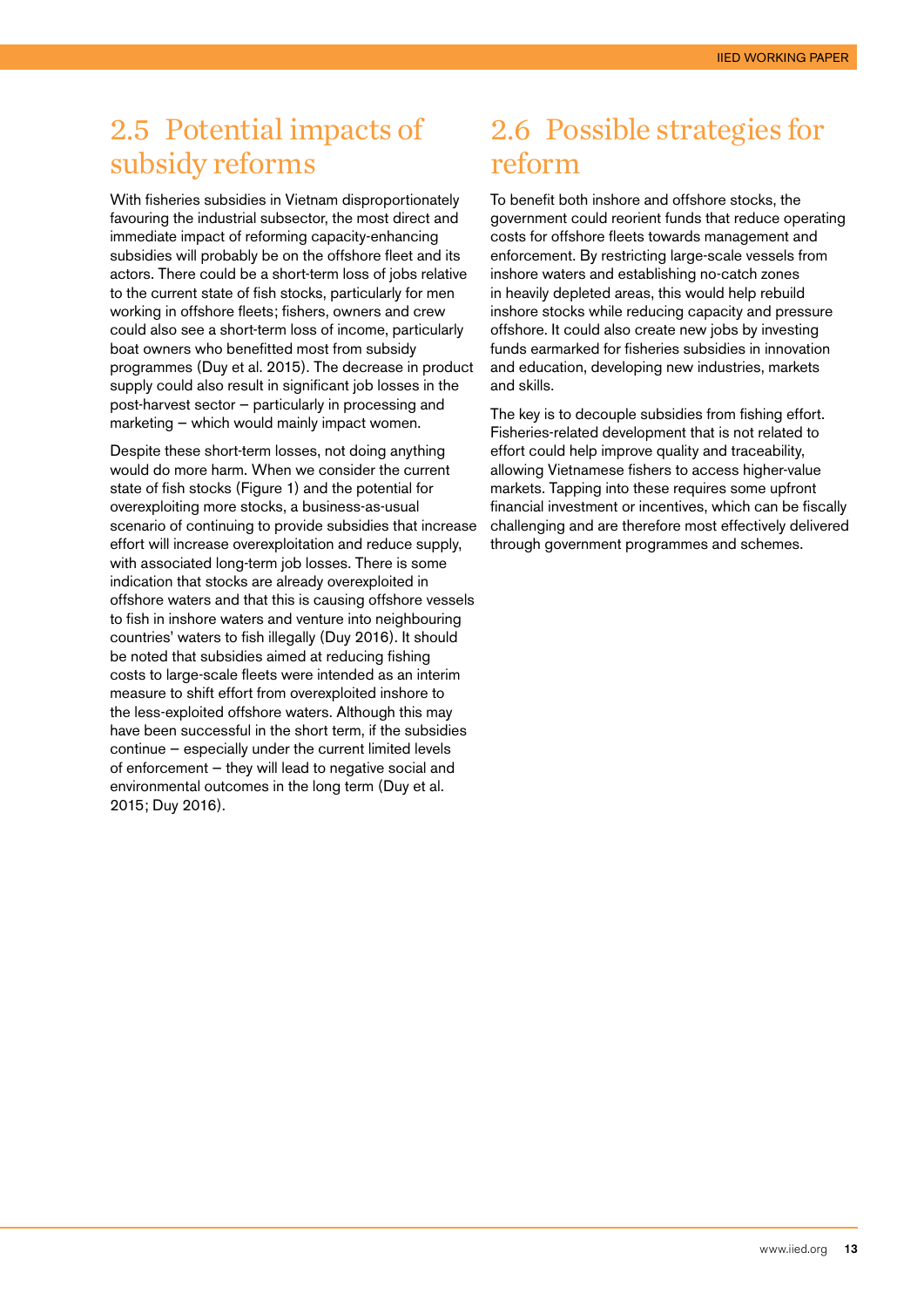## 2.5 Potential impacts of subsidy reforms

With fisheries subsidies in Vietnam disproportionately favouring the industrial subsector, the most direct and immediate impact of reforming capacity-enhancing subsidies will probably be on the offshore fleet and its actors. There could be a short-term loss of jobs relative to the current state of fish stocks, particularly for men working in offshore fleets; fishers, owners and crew could also see a short-term loss of income, particularly boat owners who benefitted most from subsidy programmes (Duy et al. 2015). The decrease in product supply could also result in significant job losses in the post-harvest sector – particularly in processing and marketing – which would mainly impact women.

Despite these short-term losses, not doing anything would do more harm. When we consider the current state of fish stocks (Figure 1) and the potential for overexploiting more stocks, a business-as-usual scenario of continuing to provide subsidies that increase effort will increase overexploitation and reduce supply, with associated long-term job losses. There is some indication that stocks are already overexploited in offshore waters and that this is causing offshore vessels to fish in inshore waters and venture into neighbouring countries' waters to fish illegally (Duy 2016). It should be noted that subsidies aimed at reducing fishing costs to large-scale fleets were intended as an interim measure to shift effort from overexploited inshore to the less-exploited offshore waters. Although this may have been successful in the short term, if the subsidies continue – especially under the current limited levels of enforcement – they will lead to negative social and environmental outcomes in the long term (Duy et al. 2015; Duy 2016).

## 2.6 Possible strategies for reform

To benefit both inshore and offshore stocks, the government could reorient funds that reduce operating costs for offshore fleets towards management and enforcement. By restricting large-scale vessels from inshore waters and establishing no-catch zones in heavily depleted areas, this would help rebuild inshore stocks while reducing capacity and pressure offshore. It could also create new jobs by investing funds earmarked for fisheries subsidies in innovation and education, developing new industries, markets and skills.

The key is to decouple subsidies from fishing effort. Fisheries-related development that is not related to effort could help improve quality and traceability, allowing Vietnamese fishers to access higher-value markets. Tapping into these requires some upfront financial investment or incentives, which can be fiscally challenging and are therefore most effectively delivered through government programmes and schemes.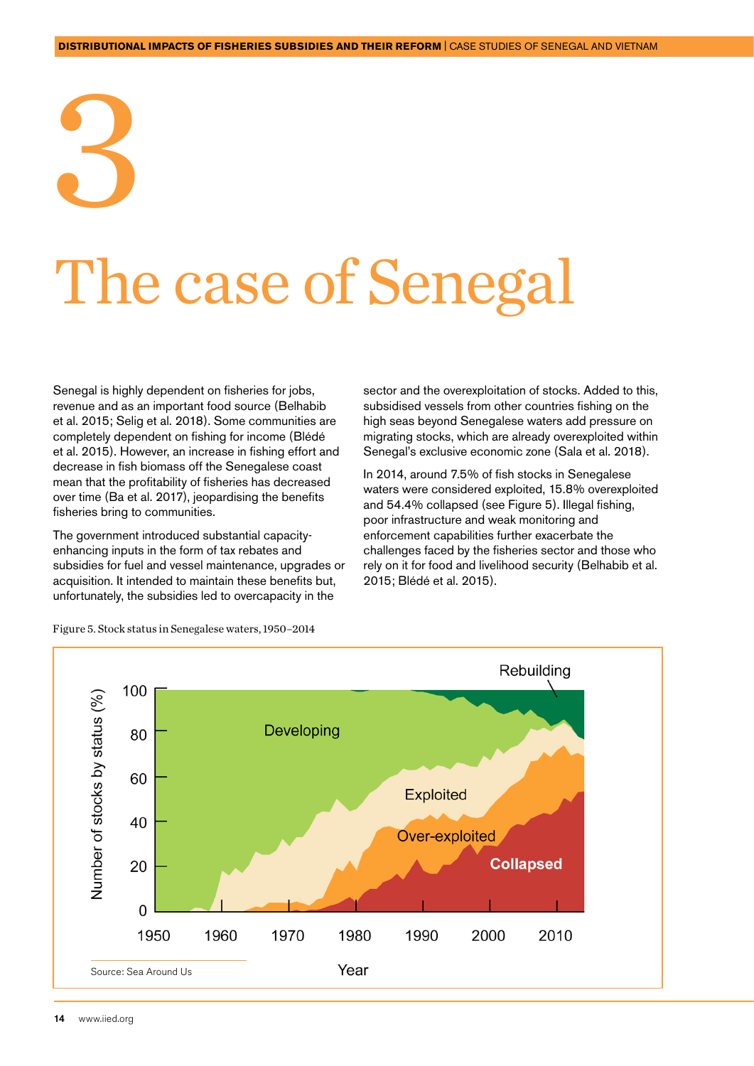# 3

# The case of Senegal

Senegal is highly dependent on fisheries for jobs, revenue and as an important food source (Belhabib et al. 2015; Selig et al. 2018). Some communities are completely dependent on fishing for income (Blédé et al. 2015). However, an increase in fishing effort and decrease in fish biomass off the Senegalese coast mean that the profitability of fisheries has decreased over time (Ba et al. 2017), jeopardising the benefits fisheries bring to communities.

The government introduced substantial capacity-enhancing inputs in the form of tax rebates and subsidies for fuel and vessel maintenance, upgrades or acquisition. It intended to maintain these benefits but, unfortunately, the subsidies led to overcapacity in the sector and the overexploitation of stocks. Added to this, subsidised vessels from other countries fishing on the high seas beyond Senegalese waters add pressure on migrating stocks, which are already overexploited within Senegal's exclusive economic zone (Sala et al. 2018).

In 2014, around 7.5% of fish stocks in Senegalese waters were considered exploited, 15.8% overexploited and 54.4% collapsed (see Figure 5). Illegal fishing, poor infrastructure and weak monitoring and enforcement capabilities further exacerbate the challenges faced by the fisheries sector and those who rely on it for food and livelihood security (Belhabib et al. 2015; Blédé et al. 2015).

Figure 5. Stock status in Senegalese waters, 1950–2014

Source: Sea Around Us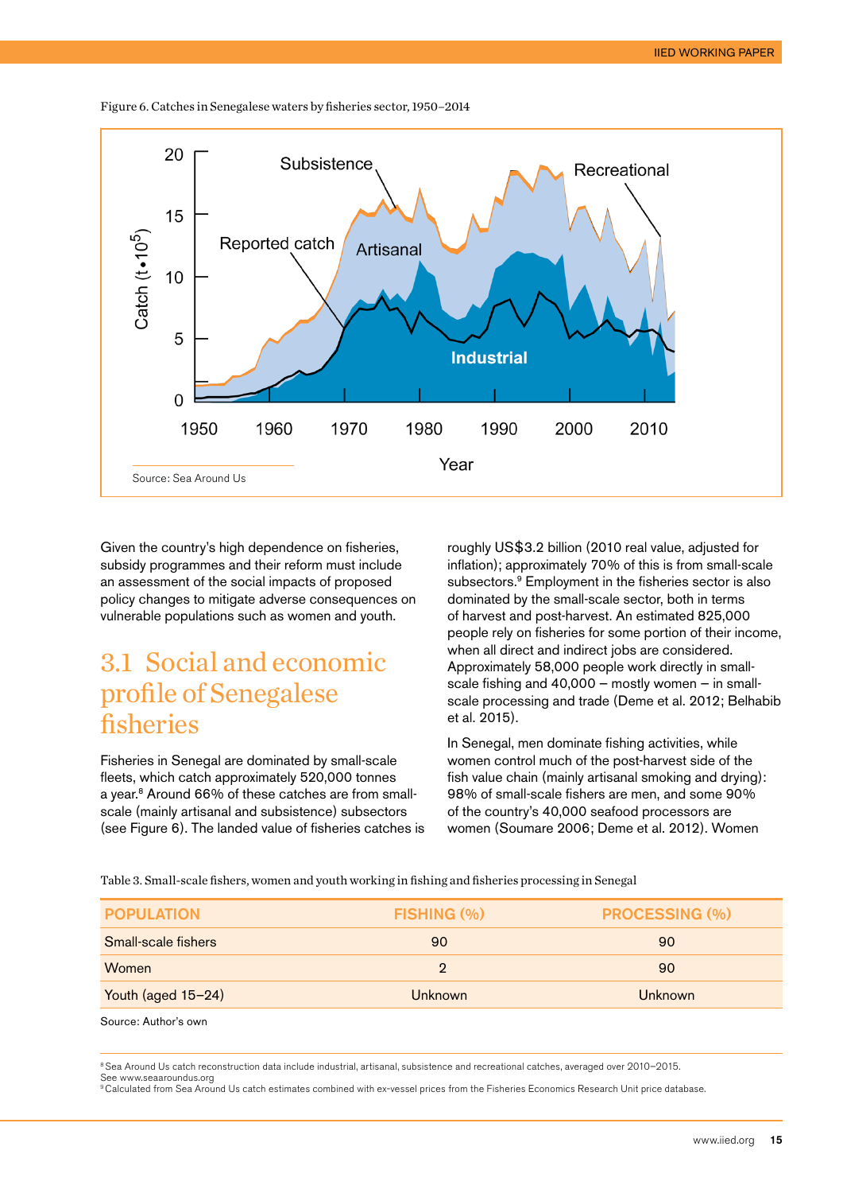Figure 6. Catches in Senegalese waters by fisheries sector, 1950–2014

Source: Sea Around Us

Given the country's high dependence on fisheries, subsidy programmes and their reform must include an assessment of the social impacts of proposed policy changes to mitigate adverse consequences on vulnerable populations such as women and youth.

## 3.1 Social and economic profile of Senegalese fisheries

Fisheries in Senegal are dominated by small-scale fleets, which catch approximately 520,000 tonnes a year.[8] Around 66% of these catches are from small-scale (mainly artisanal and subsistence) subsectors (see Figure 6). The landed value of fisheries catches is roughly US$3.2 billion (2010 real value, adjusted for inflation); approximately 70% of this is from small-scale subsectors.[9] Employment in the fisheries sector is also dominated by the small-scale sector, both in terms of harvest and post-harvest. An estimated 825,000 people rely on fisheries for some portion of their income, when all direct and indirect jobs are considered. Approximately 58,000 people work directly in small-scale fishing and 40,000 – mostly women – in small-scale processing and trade (Deme et al. 2012; Belhabib et al. 2015).

In Senegal, men dominate fishing activities, while women control much of the post-harvest side of the fish value chain (mainly artisanal smoking and drying): 98% of small-scale fishers are men, and some 90% of the country's 40,000 seafood processors are women (Soumare 2006; Deme et al. 2012). Women

Table 3. Small-scale fishers, women and youth working in fishing and fisheries processing in Senegal

| POPULATION | FISHING (%) | PROCESSING (%) |
|---|---|---|
| Small-scale fishers | 90 | 90 |
| Women | 2 | 90 |
| Youth (aged 15–24) | Unknown | Unknown |

Source: Author's own

[8] Sea Around Us catch reconstruction data include industrial, artisanal, subsistence and recreational catches, averaged over 2010–2015. See www.seaaroundus.org

[9] Calculated from Sea Around Us catch estimates combined with ex-vessel prices from the Fisheries Economics Research Unit price database.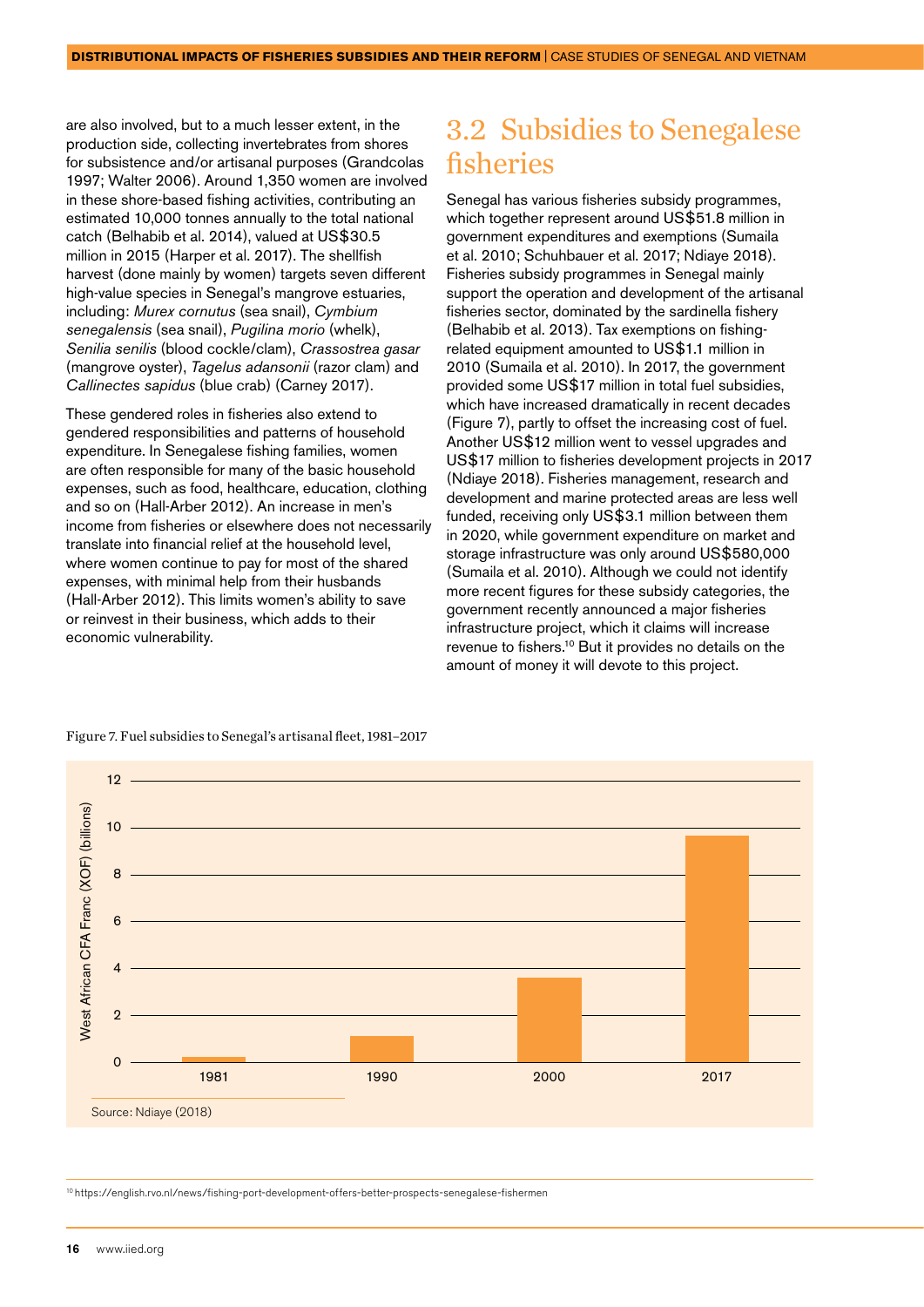are also involved, but to a much lesser extent, in the production side, collecting invertebrates from shores for subsistence and/or artisanal purposes (Grandcolas 1997; Walter 2006). Around 1,350 women are involved in these shore-based fishing activities, contributing an estimated 10,000 tonnes annually to the total national catch (Belhabib et al. 2014), valued at US$30.5 million in 2015 (Harper et al. 2017). The shellfish harvest (done mainly by women) targets seven different high-value species in Senegal's mangrove estuaries, including: *Murex cornutus* (sea snail), *Cymbium senegalensis* (sea snail), *Pugilina morio* (whelk), *Senilia senilis* (blood cockle/clam), *Crassostrea gasar* (mangrove oyster), *Tagelus adansonii* (razor clam) and *Callinectes sapidus* (blue crab) (Carney 2017).

These gendered roles in fisheries also extend to gendered responsibilities and patterns of household expenditure. In Senegalese fishing families, women are often responsible for many of the basic household expenses, such as food, healthcare, education, clothing and so on (Hall-Arber 2012). An increase in men's income from fisheries or elsewhere does not necessarily translate into financial relief at the household level, where women continue to pay for most of the shared expenses, with minimal help from their husbands (Hall-Arber 2012). This limits women's ability to save or reinvest in their business, which adds to their economic vulnerability.

## 3.2 Subsidies to Senegalese fisheries

Senegal has various fisheries subsidy programmes, which together represent around US$51.8 million in government expenditures and exemptions (Sumaila et al. 2010; Schuhbauer et al. 2017; Ndiaye 2018). Fisheries subsidy programmes in Senegal mainly support the operation and development of the artisanal fisheries sector, dominated by the sardinella fishery (Belhabib et al. 2013). Tax exemptions on fishing-related equipment amounted to US$1.1 million in 2010 (Sumaila et al. 2010). In 2017, the government provided some US$17 million in total fuel subsidies, which have increased dramatically in recent decades (Figure 7), partly to offset the increasing cost of fuel. Another US$12 million went to vessel upgrades and US$17 million to fisheries development projects in 2017 (Ndiaye 2018). Fisheries management, research and development and marine protected areas are less well funded, receiving only US$3.1 million between them in 2020, while government expenditure on market and storage infrastructure was only around US$580,000 (Sumaila et al. 2010). Although we could not identify more recent figures for these subsidy categories, the government recently announced a major fisheries infrastructure project, which it claims will increase revenue to fishers.[10] But it provides no details on the amount of money it will devote to this project.

Figure 7. Fuel subsidies to Senegal's artisanal fleet, 1981–2017

| Year | West African CFA Franc (XOF) (billions) |
|---|---|
| 1981 | ~0.2 |
| 1990 | ~1.1 |
| 2000 | ~3.6 |
| 2017 | ~9.7 |

Source: Ndiaye (2018)

[10] https://english.rvo.nl/news/fishing-port-development-offers-better-prospects-senegalese-fishermen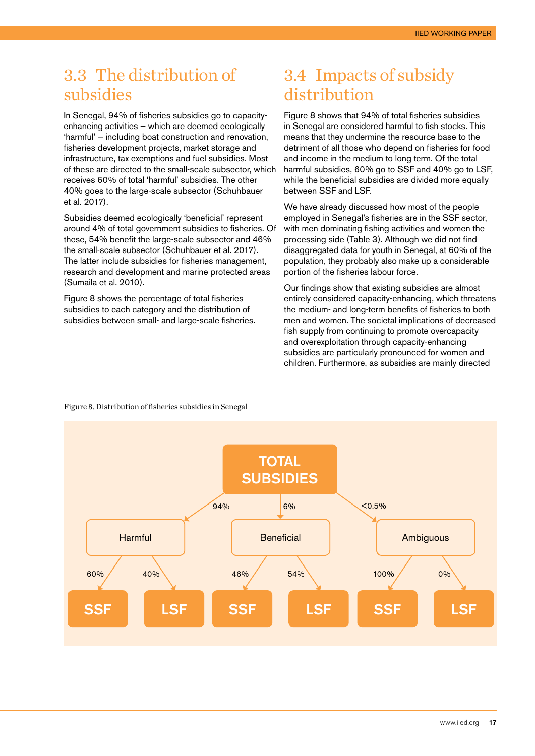## 3.3 The distribution of subsidies

In Senegal, 94% of fisheries subsidies go to capacity-enhancing activities – which are deemed ecologically 'harmful' – including boat construction and renovation, fisheries development projects, market storage and infrastructure, tax exemptions and fuel subsidies. Most of these are directed to the small-scale subsector, which receives 60% of total 'harmful' subsidies. The other 40% goes to the large-scale subsector (Schuhbauer et al. 2017).

Subsidies deemed ecologically 'beneficial' represent around 4% of total government subsidies to fisheries. Of these, 54% benefit the large-scale subsector and 46% the small-scale subsector (Schuhbauer et al. 2017). The latter include subsidies for fisheries management, research and development and marine protected areas (Sumaila et al. 2010).

Figure 8 shows the percentage of total fisheries subsidies to each category and the distribution of subsidies between small- and large-scale fisheries.

## 3.4 Impacts of subsidy distribution

Figure 8 shows that 94% of total fisheries subsidies in Senegal are considered harmful to fish stocks. This means that they undermine the resource base to the detriment of all those who depend on fisheries for food and income in the medium to long term. Of the total harmful subsidies, 60% go to SSF and 40% go to LSF, while the beneficial subsidies are divided more equally between SSF and LSF.

We have already discussed how most of the people employed in Senegal's fisheries are in the SSF sector, with men dominating fishing activities and women the processing side (Table 3). Although we did not find disaggregated data for youth in Senegal, at 60% of the population, they probably also make up a considerable portion of the fisheries labour force.

Our findings show that existing subsidies are almost entirely considered capacity-enhancing, which threatens the medium- and long-term benefits of fisheries to both men and women. The societal implications of decreased fish supply from continuing to promote overcapacity and overexploitation through capacity-enhancing subsidies are particularly pronounced for women and children. Furthermore, as subsidies are mainly directed

Figure 8. Distribution of fisheries subsidies in Senegal

- TOTAL SUBSIDIES
  - 94% → Harmful
    - 60% → SSF
    - 40% → LSF
  - 6% → Beneficial
    - 46% → SSF
    - 54% → LSF
  - <0.5% → Ambiguous
    - 100% → SSF
    - 0% → LSF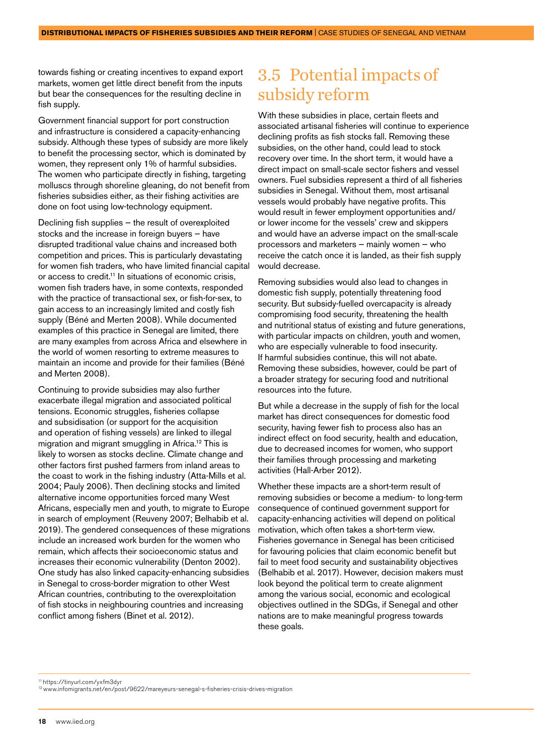towards fishing or creating incentives to expand export markets, women get little direct benefit from the inputs but bear the consequences for the resulting decline in fish supply.

Government financial support for port construction and infrastructure is considered a capacity-enhancing subsidy. Although these types of subsidy are more likely to benefit the processing sector, which is dominated by women, they represent only 1% of harmful subsidies. The women who participate directly in fishing, targeting molluscs through shoreline gleaning, do not benefit from fisheries subsidies either, as their fishing activities are done on foot using low-technology equipment.

Declining fish supplies – the result of overexploited stocks and the increase in foreign buyers – have disrupted traditional value chains and increased both competition and prices. This is particularly devastating for women fish traders, who have limited financial capital or access to credit.[11] In situations of economic crisis, women fish traders have, in some contexts, responded with the practice of transactional sex, or fish-for-sex, to gain access to an increasingly limited and costly fish supply (Béné and Merten 2008). While documented examples of this practice in Senegal are limited, there are many examples from across Africa and elsewhere in the world of women resorting to extreme measures to maintain an income and provide for their families (Béné and Merten 2008).

Continuing to provide subsidies may also further exacerbate illegal migration and associated political tensions. Economic struggles, fisheries collapse and subsidisation (or support for the acquisition and operation of fishing vessels) are linked to illegal migration and migrant smuggling in Africa.[12] This is likely to worsen as stocks decline. Climate change and other factors first pushed farmers from inland areas to the coast to work in the fishing industry (Atta-Mills et al. 2004; Pauly 2006). Then declining stocks and limited alternative income opportunities forced many West Africans, especially men and youth, to migrate to Europe in search of employment (Reuveny 2007; Belhabib et al. 2019). The gendered consequences of these migrations include an increased work burden for the women who remain, which affects their socioeconomic status and increases their economic vulnerability (Denton 2002). One study has also linked capacity-enhancing subsidies in Senegal to cross-border migration to other West African countries, contributing to the overexploitation of fish stocks in neighbouring countries and increasing conflict among fishers (Binet et al. 2012).

## 3.5 Potential impacts of subsidy reform

With these subsidies in place, certain fleets and associated artisanal fisheries will continue to experience declining profits as fish stocks fall. Removing these subsidies, on the other hand, could lead to stock recovery over time. In the short term, it would have a direct impact on small-scale sector fishers and vessel owners. Fuel subsidies represent a third of all fisheries subsidies in Senegal. Without them, most artisanal vessels would probably have negative profits. This would result in fewer employment opportunities and/or lower income for the vessels' crew and skippers and would have an adverse impact on the small-scale processors and marketers – mainly women – who receive the catch once it is landed, as their fish supply would decrease.

Removing subsidies would also lead to changes in domestic fish supply, potentially threatening food security. But subsidy-fuelled overcapacity is already compromising food security, threatening the health and nutritional status of existing and future generations, with particular impacts on children, youth and women, who are especially vulnerable to food insecurity. If harmful subsidies continue, this will not abate. Removing these subsidies, however, could be part of a broader strategy for securing food and nutritional resources into the future.

But while a decrease in the supply of fish for the local market has direct consequences for domestic food security, having fewer fish to process also has an indirect effect on food security, health and education, due to decreased incomes for women, who support their families through processing and marketing activities (Hall-Arber 2012).

Whether these impacts are a short-term result of removing subsidies or become a medium- to long-term consequence of continued government support for capacity-enhancing activities will depend on political motivation, which often takes a short-term view. Fisheries governance in Senegal has been criticised for favouring policies that claim economic benefit but fail to meet food security and sustainability objectives (Belhabib et al. 2017). However, decision makers must look beyond the political term to create alignment among the various social, economic and ecological objectives outlined in the SDGs, if Senegal and other nations are to make meaningful progress towards these goals.

---

[11] https://tinyurl.com/yxfm3dyr

[12] www.infomigrants.net/en/post/9622/mareyeurs-senegal-s-fisheries-crisis-drives-migration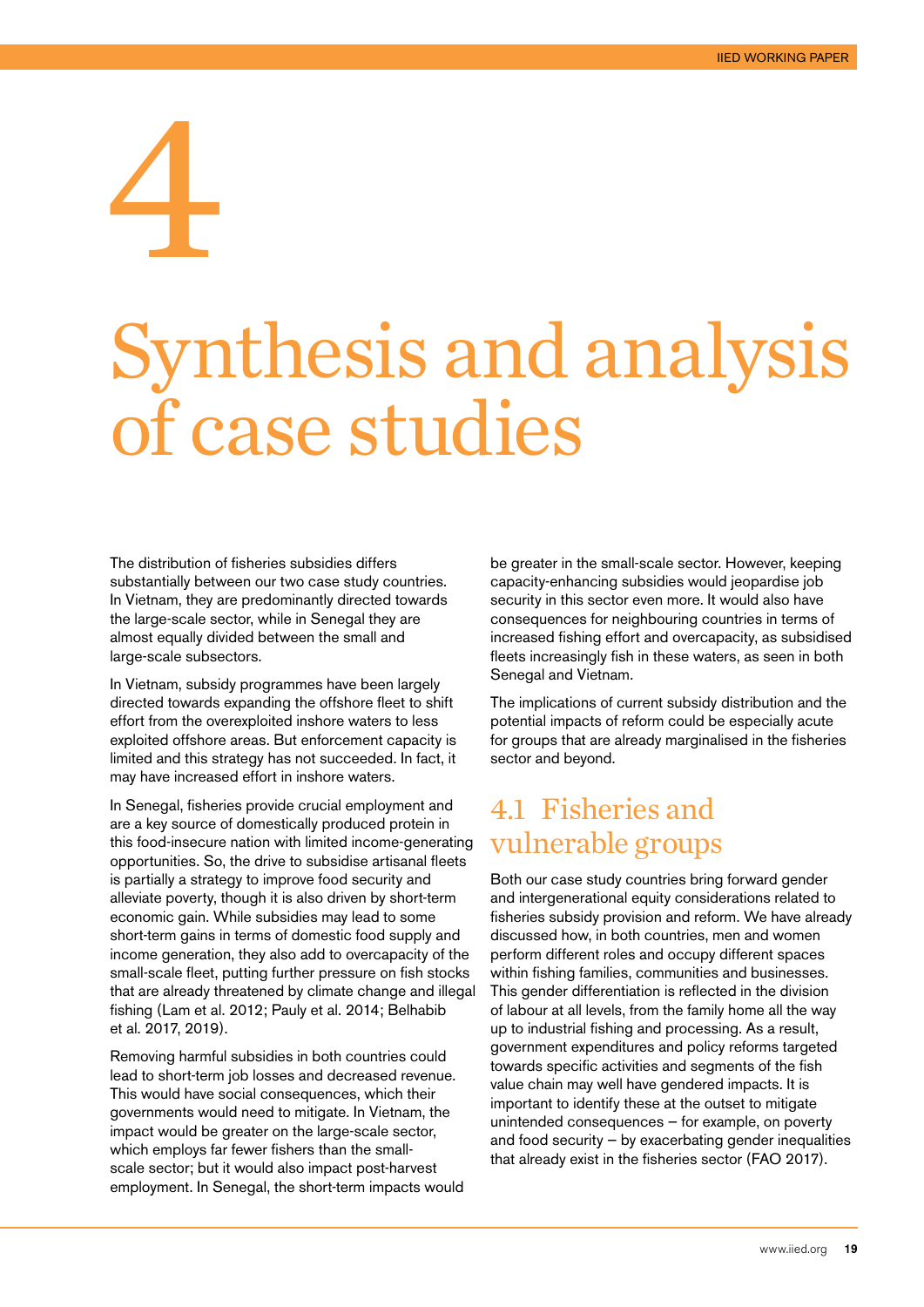// 4 // # Synthesis and analysis of case studies

The distribution of fisheries subsidies differs substantially between our two case study countries. In Vietnam, they are predominantly directed towards the large-scale sector, while in Senegal they are almost equally divided between the small and large-scale subsectors.

In Vietnam, subsidy programmes have been largely directed towards expanding the offshore fleet to shift effort from the overexploited inshore waters to less exploited offshore areas. But enforcement capacity is limited and this strategy has not succeeded. In fact, it may have increased effort in inshore waters.

In Senegal, fisheries provide crucial employment and are a key source of domestically produced protein in this food-insecure nation with limited income-generating opportunities. So, the drive to subsidise artisanal fleets is partially a strategy to improve food security and alleviate poverty, though it is also driven by short-term economic gain. While subsidies may lead to some short-term gains in terms of domestic food supply and income generation, they also add to overcapacity of the small-scale fleet, putting further pressure on fish stocks that are already threatened by climate change and illegal fishing (Lam et al. 2012; Pauly et al. 2014; Belhabib et al. 2017, 2019).

Removing harmful subsidies in both countries could lead to short-term job losses and decreased revenue. This would have social consequences, which their governments would need to mitigate. In Vietnam, the impact would be greater on the large-scale sector, which employs far fewer fishers than the small-scale sector; but it would also impact post-harvest employment. In Senegal, the short-term impacts would be greater in the small-scale sector. However, keeping capacity-enhancing subsidies would jeopardise job security in this sector even more. It would also have consequences for neighbouring countries in terms of increased fishing effort and overcapacity, as subsidised fleets increasingly fish in these waters, as seen in both Senegal and Vietnam.

The implications of current subsidy distribution and the potential impacts of reform could be especially acute for groups that are already marginalised in the fisheries sector and beyond.

## 4.1 Fisheries and vulnerable groups

Both our case study countries bring forward gender and intergenerational equity considerations related to fisheries subsidy provision and reform. We have already discussed how, in both countries, men and women perform different roles and occupy different spaces within fishing families, communities and businesses. This gender differentiation is reflected in the division of labour at all levels, from the family home all the way up to industrial fishing and processing. As a result, government expenditures and policy reforms targeted towards specific activities and segments of the fish value chain may well have gendered impacts. It is important to identify these at the outset to mitigate unintended consequences – for example, on poverty and food security – by exacerbating gender inequalities that already exist in the fisheries sector (FAO 2017).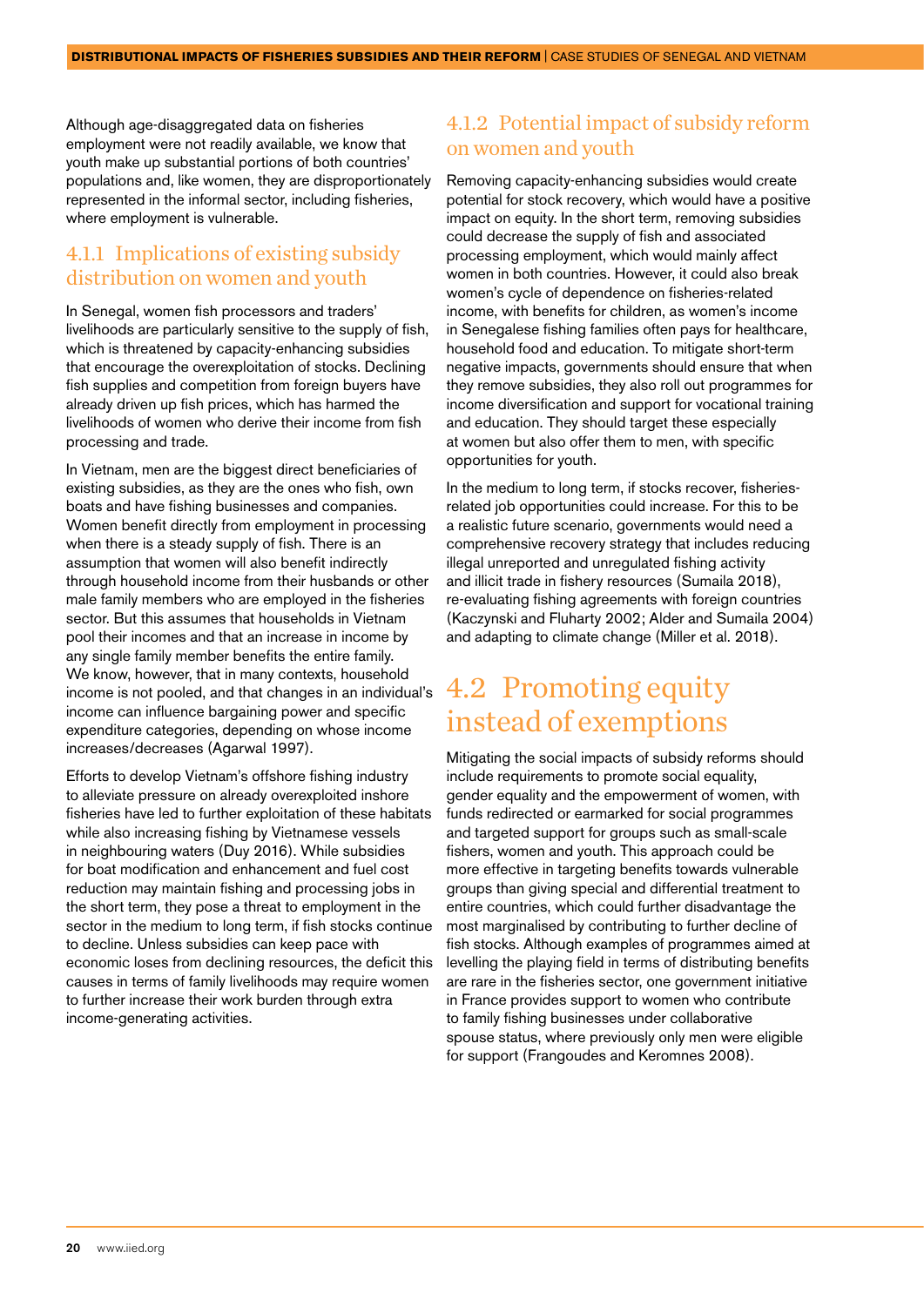Although age-disaggregated data on fisheries employment were not readily available, we know that youth make up substantial portions of both countries' populations and, like women, they are disproportionately represented in the informal sector, including fisheries, where employment is vulnerable.

### 4.1.1 Implications of existing subsidy distribution on women and youth

In Senegal, women fish processors and traders' livelihoods are particularly sensitive to the supply of fish, which is threatened by capacity-enhancing subsidies that encourage the overexploitation of stocks. Declining fish supplies and competition from foreign buyers have already driven up fish prices, which has harmed the livelihoods of women who derive their income from fish processing and trade.

In Vietnam, men are the biggest direct beneficiaries of existing subsidies, as they are the ones who fish, own boats and have fishing businesses and companies. Women benefit directly from employment in processing when there is a steady supply of fish. There is an assumption that women will also benefit indirectly through household income from their husbands or other male family members who are employed in the fisheries sector. But this assumes that households in Vietnam pool their incomes and that an increase in income by any single family member benefits the entire family. We know, however, that in many contexts, household income is not pooled, and that changes in an individual's income can influence bargaining power and specific expenditure categories, depending on whose income increases/decreases (Agarwal 1997).

Efforts to develop Vietnam's offshore fishing industry to alleviate pressure on already overexploited inshore fisheries have led to further exploitation of these habitats while also increasing fishing by Vietnamese vessels in neighbouring waters (Duy 2016). While subsidies for boat modification and enhancement and fuel cost reduction may maintain fishing and processing jobs in the short term, they pose a threat to employment in the sector in the medium to long term, if fish stocks continue to decline. Unless subsidies can keep pace with economic loses from declining resources, the deficit this causes in terms of family livelihoods may require women to further increase their work burden through extra income-generating activities.

### 4.1.2 Potential impact of subsidy reform on women and youth

Removing capacity-enhancing subsidies would create potential for stock recovery, which would have a positive impact on equity. In the short term, removing subsidies could decrease the supply of fish and associated processing employment, which would mainly affect women in both countries. However, it could also break women's cycle of dependence on fisheries-related income, with benefits for children, as women's income in Senegalese fishing families often pays for healthcare, household food and education. To mitigate short-term negative impacts, governments should ensure that when they remove subsidies, they also roll out programmes for income diversification and support for vocational training and education. They should target these especially at women but also offer them to men, with specific opportunities for youth.

In the medium to long term, if stocks recover, fisheries-related job opportunities could increase. For this to be a realistic future scenario, governments would need a comprehensive recovery strategy that includes reducing illegal unreported and unregulated fishing activity and illicit trade in fishery resources (Sumaila 2018), re-evaluating fishing agreements with foreign countries (Kaczynski and Fluharty 2002; Alder and Sumaila 2004) and adapting to climate change (Miller et al. 2018).

## 4.2 Promoting equity instead of exemptions

Mitigating the social impacts of subsidy reforms should include requirements to promote social equality, gender equality and the empowerment of women, with funds redirected or earmarked for social programmes and targeted support for groups such as small-scale fishers, women and youth. This approach could be more effective in targeting benefits towards vulnerable groups than giving special and differential treatment to entire countries, which could further disadvantage the most marginalised by contributing to further decline of fish stocks. Although examples of programmes aimed at levelling the playing field in terms of distributing benefits are rare in the fisheries sector, one government initiative in France provides support to women who contribute to family fishing businesses under collaborative spouse status, where previously only men were eligible for support (Frangoudes and Keromnes 2008).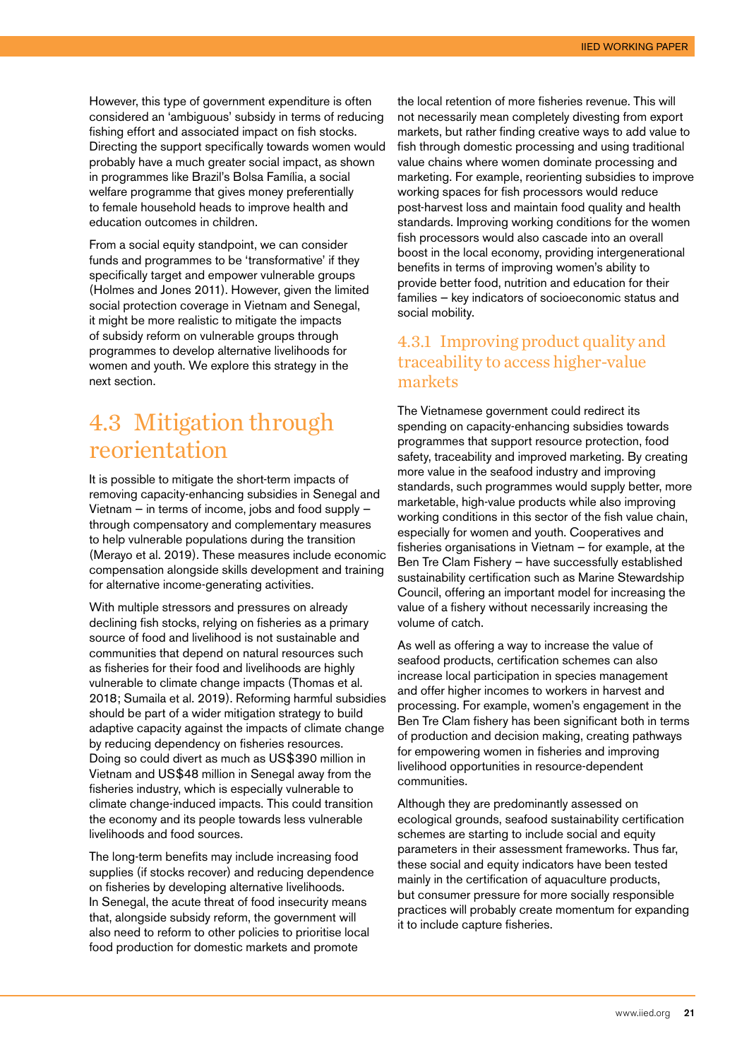However, this type of government expenditure is often considered an 'ambiguous' subsidy in terms of reducing fishing effort and associated impact on fish stocks. Directing the support specifically towards women would probably have a much greater social impact, as shown in programmes like Brazil's Bolsa Família, a social welfare programme that gives money preferentially to female household heads to improve health and education outcomes in children.

From a social equity standpoint, we can consider funds and programmes to be 'transformative' if they specifically target and empower vulnerable groups (Holmes and Jones 2011). However, given the limited social protection coverage in Vietnam and Senegal, it might be more realistic to mitigate the impacts of subsidy reform on vulnerable groups through programmes to develop alternative livelihoods for women and youth. We explore this strategy in the next section.

## 4.3 Mitigation through reorientation

It is possible to mitigate the short-term impacts of removing capacity-enhancing subsidies in Senegal and Vietnam – in terms of income, jobs and food supply – through compensatory and complementary measures to help vulnerable populations during the transition (Merayo et al. 2019). These measures include economic compensation alongside skills development and training for alternative income-generating activities.

With multiple stressors and pressures on already declining fish stocks, relying on fisheries as a primary source of food and livelihood is not sustainable and communities that depend on natural resources such as fisheries for their food and livelihoods are highly vulnerable to climate change impacts (Thomas et al. 2018; Sumaila et al. 2019). Reforming harmful subsidies should be part of a wider mitigation strategy to build adaptive capacity against the impacts of climate change by reducing dependency on fisheries resources. Doing so could divert as much as US$390 million in Vietnam and US$48 million in Senegal away from the fisheries industry, which is especially vulnerable to climate change-induced impacts. This could transition the economy and its people towards less vulnerable livelihoods and food sources.

The long-term benefits may include increasing food supplies (if stocks recover) and reducing dependence on fisheries by developing alternative livelihoods. In Senegal, the acute threat of food insecurity means that, alongside subsidy reform, the government will also need to reform to other policies to prioritise local food production for domestic markets and promote the local retention of more fisheries revenue. This will not necessarily mean completely divesting from export markets, but rather finding creative ways to add value to fish through domestic processing and using traditional value chains where women dominate processing and marketing. For example, reorienting subsidies to improve working spaces for fish processors would reduce post-harvest loss and maintain food quality and health standards. Improving working conditions for the women fish processors would also cascade into an overall boost in the local economy, providing intergenerational benefits in terms of improving women's ability to provide better food, nutrition and education for their families – key indicators of socioeconomic status and social mobility.

### 4.3.1 Improving product quality and traceability to access higher-value markets

The Vietnamese government could redirect its spending on capacity-enhancing subsidies towards programmes that support resource protection, food safety, traceability and improved marketing. By creating more value in the seafood industry and improving standards, such programmes would supply better, more marketable, high-value products while also improving working conditions in this sector of the fish value chain, especially for women and youth. Cooperatives and fisheries organisations in Vietnam – for example, at the Ben Tre Clam Fishery – have successfully established sustainability certification such as Marine Stewardship Council, offering an important model for increasing the value of a fishery without necessarily increasing the volume of catch.

As well as offering a way to increase the value of seafood products, certification schemes can also increase local participation in species management and offer higher incomes to workers in harvest and processing. For example, women's engagement in the Ben Tre Clam fishery has been significant both in terms of production and decision making, creating pathways for empowering women in fisheries and improving livelihood opportunities in resource-dependent communities.

Although they are predominantly assessed on ecological grounds, seafood sustainability certification schemes are starting to include social and equity parameters in their assessment frameworks. Thus far, these social and equity indicators have been tested mainly in the certification of aquaculture products, but consumer pressure for more socially responsible practices will probably create momentum for expanding it to include capture fisheries.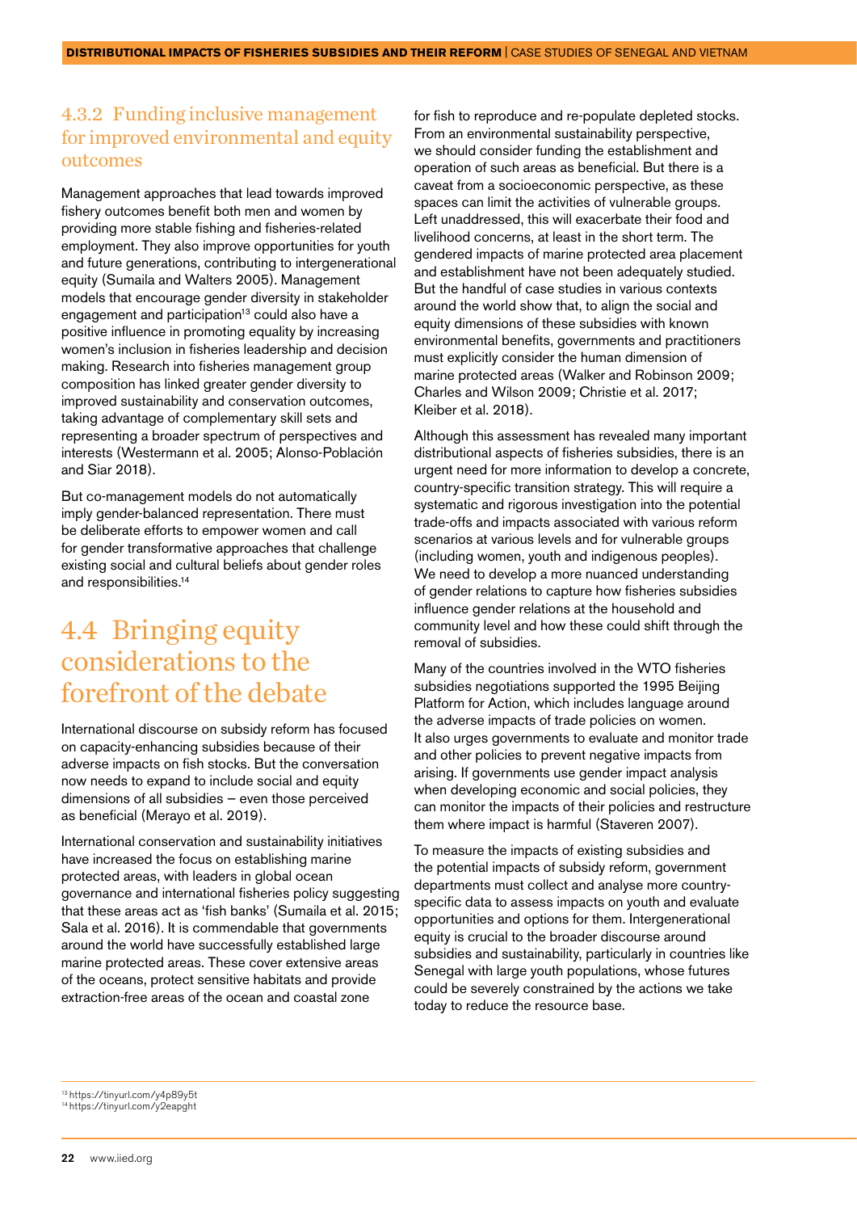### 4.3.2 Funding inclusive management for improved environmental and equity outcomes

Management approaches that lead towards improved fishery outcomes benefit both men and women by providing more stable fishing and fisheries-related employment. They also improve opportunities for youth and future generations, contributing to intergenerational equity (Sumaila and Walters 2005). Management models that encourage gender diversity in stakeholder engagement and participation[13] could also have a positive influence in promoting equality by increasing women's inclusion in fisheries leadership and decision making. Research into fisheries management group composition has linked greater gender diversity to improved sustainability and conservation outcomes, taking advantage of complementary skill sets and representing a broader spectrum of perspectives and interests (Westermann et al. 2005; Alonso-Población and Siar 2018).

But co-management models do not automatically imply gender-balanced representation. There must be deliberate efforts to empower women and call for gender transformative approaches that challenge existing social and cultural beliefs about gender roles and responsibilities.[14]

## 4.4 Bringing equity considerations to the forefront of the debate

International discourse on subsidy reform has focused on capacity-enhancing subsidies because of their adverse impacts on fish stocks. But the conversation now needs to expand to include social and equity dimensions of all subsidies – even those perceived as beneficial (Merayo et al. 2019).

International conservation and sustainability initiatives have increased the focus on establishing marine protected areas, with leaders in global ocean governance and international fisheries policy suggesting that these areas act as 'fish banks' (Sumaila et al. 2015; Sala et al. 2016). It is commendable that governments around the world have successfully established large marine protected areas. These cover extensive areas of the oceans, protect sensitive habitats and provide extraction-free areas of the ocean and coastal zone for fish to reproduce and re-populate depleted stocks. From an environmental sustainability perspective, we should consider funding the establishment and operation of such areas as beneficial. But there is a caveat from a socioeconomic perspective, as these spaces can limit the activities of vulnerable groups. Left unaddressed, this will exacerbate their food and livelihood concerns, at least in the short term. The gendered impacts of marine protected area placement and establishment have not been adequately studied. But the handful of case studies in various contexts around the world show that, to align the social and equity dimensions of these subsidies with known environmental benefits, governments and practitioners must explicitly consider the human dimension of marine protected areas (Walker and Robinson 2009; Charles and Wilson 2009; Christie et al. 2017; Kleiber et al. 2018).

Although this assessment has revealed many important distributional aspects of fisheries subsidies, there is an urgent need for more information to develop a concrete, country-specific transition strategy. This will require a systematic and rigorous investigation into the potential trade-offs and impacts associated with various reform scenarios at various levels and for vulnerable groups (including women, youth and indigenous peoples). We need to develop a more nuanced understanding of gender relations to capture how fisheries subsidies influence gender relations at the household and community level and how these could shift through the removal of subsidies.

Many of the countries involved in the WTO fisheries subsidies negotiations supported the 1995 Beijing Platform for Action, which includes language around the adverse impacts of trade policies on women. It also urges governments to evaluate and monitor trade and other policies to prevent negative impacts from arising. If governments use gender impact analysis when developing economic and social policies, they can monitor the impacts of their policies and restructure them where impact is harmful (Staveren 2007).

To measure the impacts of existing subsidies and the potential impacts of subsidy reform, government departments must collect and analyse more country-specific data to assess impacts on youth and evaluate opportunities and options for them. Intergenerational equity is crucial to the broader discourse around subsidies and sustainability, particularly in countries like Senegal with large youth populations, whose futures could be severely constrained by the actions we take today to reduce the resource base.

[13] https://tinyurl.com/y4p89y5t
[14] https://tinyurl.com/y2eapght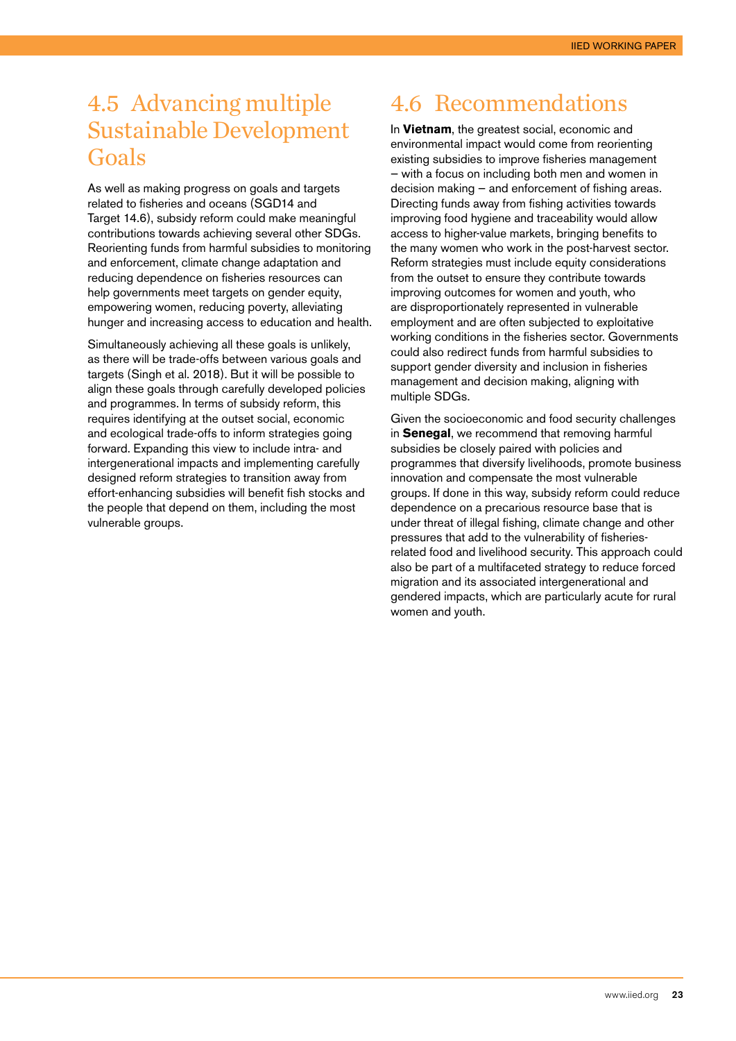## 4.5 Advancing multiple Sustainable Development Goals

As well as making progress on goals and targets related to fisheries and oceans (SGD14 and Target 14.6), subsidy reform could make meaningful contributions towards achieving several other SDGs. Reorienting funds from harmful subsidies to monitoring and enforcement, climate change adaptation and reducing dependence on fisheries resources can help governments meet targets on gender equity, empowering women, reducing poverty, alleviating hunger and increasing access to education and health.

Simultaneously achieving all these goals is unlikely, as there will be trade-offs between various goals and targets (Singh et al. 2018). But it will be possible to align these goals through carefully developed policies and programmes. In terms of subsidy reform, this requires identifying at the outset social, economic and ecological trade-offs to inform strategies going forward. Expanding this view to include intra- and intergenerational impacts and implementing carefully designed reform strategies to transition away from effort-enhancing subsidies will benefit fish stocks and the people that depend on them, including the most vulnerable groups.

## 4.6 Recommendations

In **Vietnam**, the greatest social, economic and environmental impact would come from reorienting existing subsidies to improve fisheries management – with a focus on including both men and women in decision making – and enforcement of fishing areas. Directing funds away from fishing activities towards improving food hygiene and traceability would allow access to higher-value markets, bringing benefits to the many women who work in the post-harvest sector. Reform strategies must include equity considerations from the outset to ensure they contribute towards improving outcomes for women and youth, who are disproportionately represented in vulnerable employment and are often subjected to exploitative working conditions in the fisheries sector. Governments could also redirect funds from harmful subsidies to support gender diversity and inclusion in fisheries management and decision making, aligning with multiple SDGs.

Given the socioeconomic and food security challenges in **Senegal**, we recommend that removing harmful subsidies be closely paired with policies and programmes that diversify livelihoods, promote business innovation and compensate the most vulnerable groups. If done in this way, subsidy reform could reduce dependence on a precarious resource base that is under threat of illegal fishing, climate change and other pressures that add to the vulnerability of fisheries-related food and livelihood security. This approach could also be part of a multifaceted strategy to reduce forced migration and its associated intergenerational and gendered impacts, which are particularly acute for rural women and youth.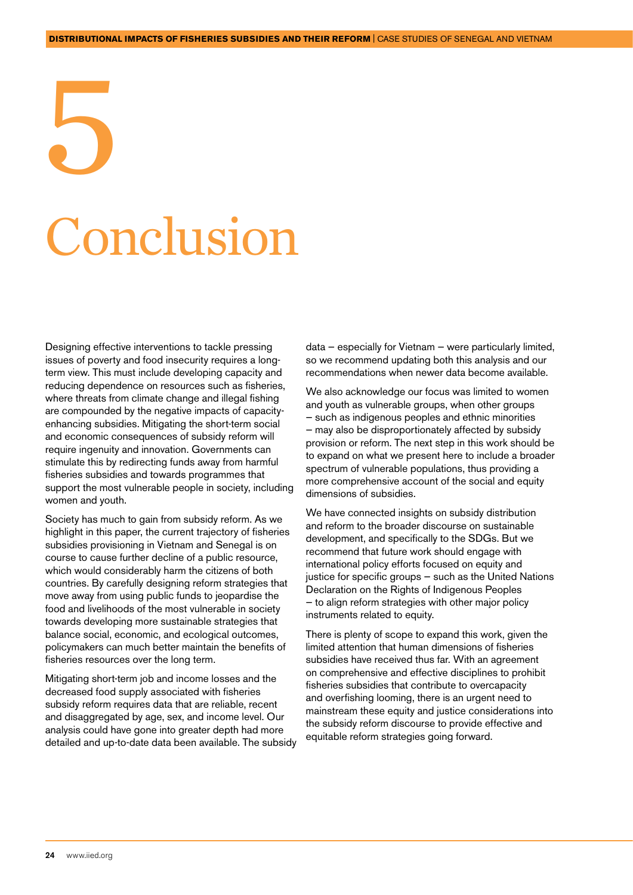# 5 Conclusion

Designing effective interventions to tackle pressing issues of poverty and food insecurity requires a long-term view. This must include developing capacity and reducing dependence on resources such as fisheries, where threats from climate change and illegal fishing are compounded by the negative impacts of capacity-enhancing subsidies. Mitigating the short-term social and economic consequences of subsidy reform will require ingenuity and innovation. Governments can stimulate this by redirecting funds away from harmful fisheries subsidies and towards programmes that support the most vulnerable people in society, including women and youth.

Society has much to gain from subsidy reform. As we highlight in this paper, the current trajectory of fisheries subsidies provisioning in Vietnam and Senegal is on course to cause further decline of a public resource, which would considerably harm the citizens of both countries. By carefully designing reform strategies that move away from using public funds to jeopardise the food and livelihoods of the most vulnerable in society towards developing more sustainable strategies that balance social, economic, and ecological outcomes, policymakers can much better maintain the benefits of fisheries resources over the long term.

Mitigating short-term job and income losses and the decreased food supply associated with fisheries subsidy reform requires data that are reliable, recent and disaggregated by age, sex, and income level. Our analysis could have gone into greater depth had more detailed and up-to-date data been available. The subsidy data – especially for Vietnam – were particularly limited, so we recommend updating both this analysis and our recommendations when newer data become available.

We also acknowledge our focus was limited to women and youth as vulnerable groups, when other groups – such as indigenous peoples and ethnic minorities – may also be disproportionately affected by subsidy provision or reform. The next step in this work should be to expand on what we present here to include a broader spectrum of vulnerable populations, thus providing a more comprehensive account of the social and equity dimensions of subsidies.

We have connected insights on subsidy distribution and reform to the broader discourse on sustainable development, and specifically to the SDGs. But we recommend that future work should engage with international policy efforts focused on equity and justice for specific groups – such as the United Nations Declaration on the Rights of Indigenous Peoples – to align reform strategies with other major policy instruments related to equity.

There is plenty of scope to expand this work, given the limited attention that human dimensions of fisheries subsidies have received thus far. With an agreement on comprehensive and effective disciplines to prohibit fisheries subsidies that contribute to overcapacity and overfishing looming, there is an urgent need to mainstream these equity and justice considerations into the subsidy reform discourse to provide effective and equitable reform strategies going forward.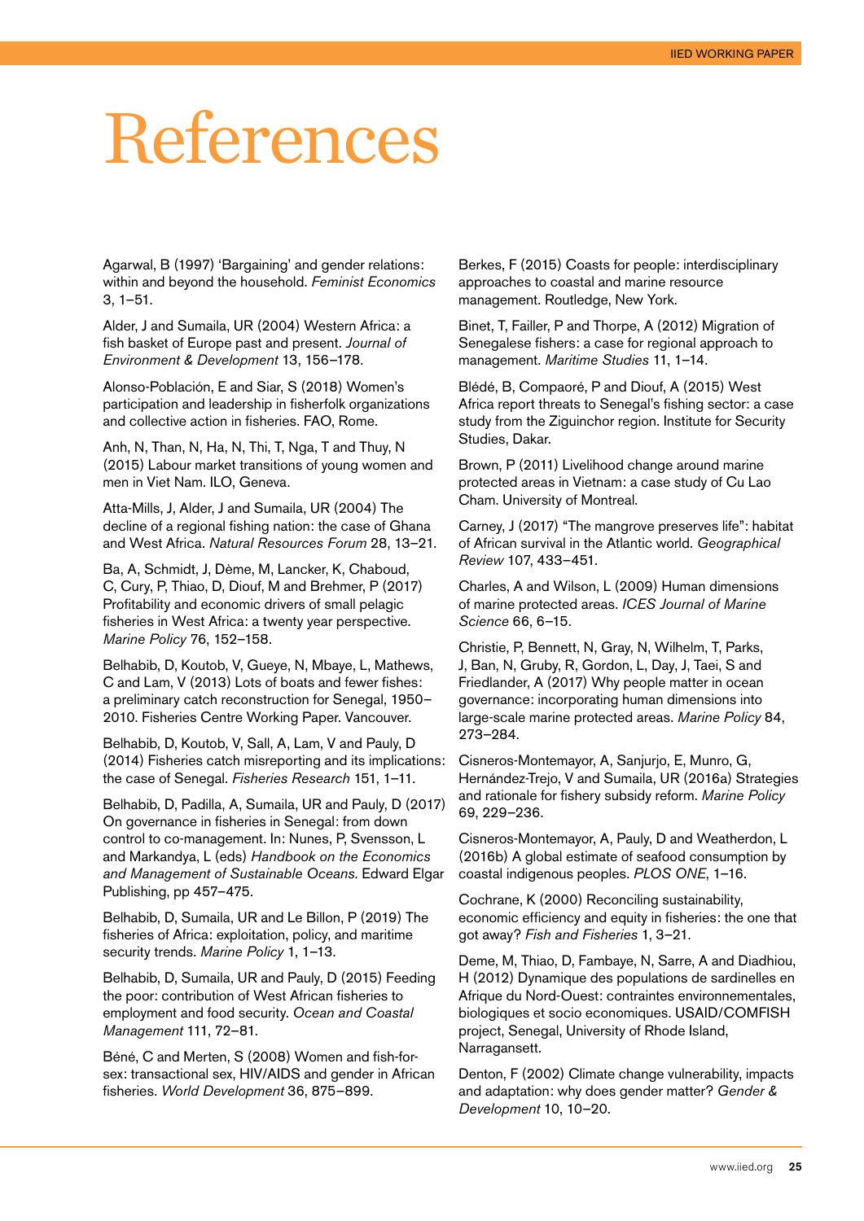# References

Agarwal, B (1997) 'Bargaining' and gender relations: within and beyond the household. *Feminist Economics* 3, 1–51.

Alder, J and Sumaila, UR (2004) Western Africa: a fish basket of Europe past and present. *Journal of Environment & Development* 13, 156–178.

Alonso-Población, E and Siar, S (2018) Women's participation and leadership in fisherfolk organizations and collective action in fisheries. FAO, Rome.

Anh, N, Than, N, Ha, N, Thi, T, Nga, T and Thuy, N (2015) Labour market transitions of young women and men in Viet Nam. ILO, Geneva.

Atta-Mills, J, Alder, J and Sumaila, UR (2004) The decline of a regional fishing nation: the case of Ghana and West Africa. *Natural Resources Forum* 28, 13–21.

Ba, A, Schmidt, J, Dème, M, Lancker, K, Chaboud, C, Cury, P, Thiao, D, Diouf, M and Brehmer, P (2017) Profitability and economic drivers of small pelagic fisheries in West Africa: a twenty year perspective. *Marine Policy* 76, 152–158.

Belhabib, D, Koutob, V, Gueye, N, Mbaye, L, Mathews, C and Lam, V (2013) Lots of boats and fewer fishes: a preliminary catch reconstruction for Senegal, 1950–2010. Fisheries Centre Working Paper. Vancouver.

Belhabib, D, Koutob, V, Sall, A, Lam, V and Pauly, D (2014) Fisheries catch misreporting and its implications: the case of Senegal. *Fisheries Research* 151, 1–11.

Belhabib, D, Padilla, A, Sumaila, UR and Pauly, D (2017) On governance in fisheries in Senegal: from down control to co-management. In: Nunes, P, Svensson, L and Markandya, L (eds) *Handbook on the Economics and Management of Sustainable Oceans*. Edward Elgar Publishing, pp 457–475.

Belhabib, D, Sumaila, UR and Le Billon, P (2019) The fisheries of Africa: exploitation, policy, and maritime security trends. *Marine Policy* 1, 1–13.

Belhabib, D, Sumaila, UR and Pauly, D (2015) Feeding the poor: contribution of West African fisheries to employment and food security. *Ocean and Coastal Management* 111, 72–81.

Béné, C and Merten, S (2008) Women and fish-for-sex: transactional sex, HIV/AIDS and gender in African fisheries. *World Development* 36, 875–899.

Berkes, F (2015) Coasts for people: interdisciplinary approaches to coastal and marine resource management. Routledge, New York.

Binet, T, Failler, P and Thorpe, A (2012) Migration of Senegalese fishers: a case for regional approach to management. *Maritime Studies* 11, 1–14.

Blédé, B, Compaoré, P and Diouf, A (2015) West Africa report threats to Senegal's fishing sector: a case study from the Ziguinchor region. Institute for Security Studies, Dakar.

Brown, P (2011) Livelihood change around marine protected areas in Vietnam: a case study of Cu Lao Cham. University of Montreal.

Carney, J (2017) "The mangrove preserves life": habitat of African survival in the Atlantic world. *Geographical Review* 107, 433–451.

Charles, A and Wilson, L (2009) Human dimensions of marine protected areas. *ICES Journal of Marine Science* 66, 6–15.

Christie, P, Bennett, N, Gray, N, Wilhelm, T, Parks, J, Ban, N, Gruby, R, Gordon, L, Day, J, Taei, S and Friedlander, A (2017) Why people matter in ocean governance: incorporating human dimensions into large-scale marine protected areas. *Marine Policy* 84, 273–284.

Cisneros-Montemayor, A, Sanjurjo, E, Munro, G, Hernández-Trejo, V and Sumaila, UR (2016a) Strategies and rationale for fishery subsidy reform. *Marine Policy* 69, 229–236.

Cisneros-Montemayor, A, Pauly, D and Weatherdon, L (2016b) A global estimate of seafood consumption by coastal indigenous peoples. *PLOS ONE*, 1–16.

Cochrane, K (2000) Reconciling sustainability, economic efficiency and equity in fisheries: the one that got away? *Fish and Fisheries* 1, 3–21.

Deme, M, Thiao, D, Fambaye, N, Sarre, A and Diadhiou, H (2012) Dynamique des populations de sardinelles en Afrique du Nord-Ouest: contraintes environnementales, biologiques et socio economiques. USAID/COMFISH project, Senegal, University of Rhode Island, Narragansett.

Denton, F (2002) Climate change vulnerability, impacts and adaptation: why does gender matter? *Gender & Development* 10, 10–20.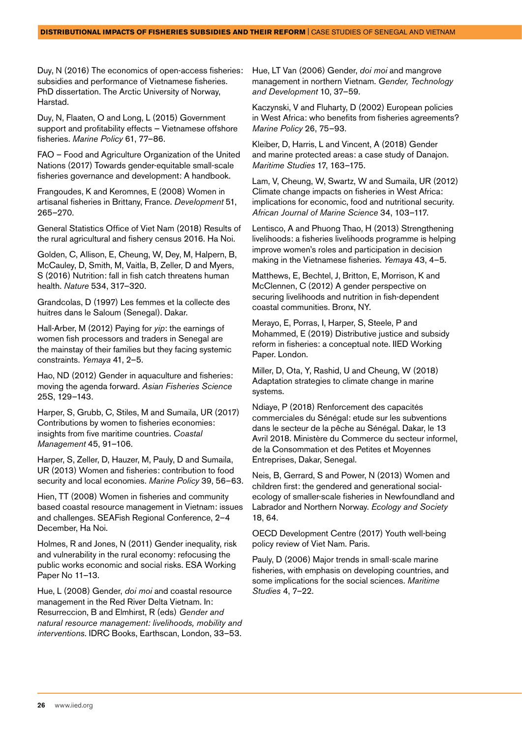Duy, N (2016) The economics of open-access fisheries: subsidies and performance of Vietnamese fisheries. PhD dissertation. The Arctic University of Norway, Harstad.

Duy, N, Flaaten, O and Long, L (2015) Government support and profitability effects – Vietnamese offshore fisheries. *Marine Policy* 61, 77–86.

FAO – Food and Agriculture Organization of the United Nations (2017) Towards gender-equitable small-scale fisheries governance and development: A handbook.

Frangoudes, K and Keromnes, E (2008) Women in artisanal fisheries in Brittany, France. *Development* 51, 265–270.

General Statistics Office of Viet Nam (2018) Results of the rural agricultural and fishery census 2016. Ha Noi.

Golden, C, Allison, E, Cheung, W, Dey, M, Halpern, B, McCauley, D, Smith, M, Vaitla, B, Zeller, D and Myers, S (2016) Nutrition: fall in fish catch threatens human health. *Nature* 534, 317–320.

Grandcolas, D (1997) Les femmes et la collecte des huitres dans le Saloum (Senegal). Dakar.

Hall-Arber, M (2012) Paying for *yip*: the earnings of women fish processors and traders in Senegal are the mainstay of their families but they facing systemic constraints. *Yemaya* 41, 2–5.

Hao, ND (2012) Gender in aquaculture and fisheries: moving the agenda forward. *Asian Fisheries Science* 25S, 129–143.

Harper, S, Grubb, C, Stiles, M and Sumaila, UR (2017) Contributions by women to fisheries economies: insights from five maritime countries. *Coastal Management* 45, 91–106.

Harper, S, Zeller, D, Hauzer, M, Pauly, D and Sumaila, UR (2013) Women and fisheries: contribution to food security and local economies. *Marine Policy* 39, 56–63.

Hien, TT (2008) Women in fisheries and community based coastal resource management in Vietnam: issues and challenges. SEAFish Regional Conference, 2–4 December, Ha Noi.

Holmes, R and Jones, N (2011) Gender inequality, risk and vulnerability in the rural economy: refocusing the public works economic and social risks. ESA Working Paper No 11–13.

Hue, L (2008) Gender, *doi moi* and coastal resource management in the Red River Delta Vietnam. In: Resurreccion, B and Elmhirst, R (eds) *Gender and natural resource management: livelihoods, mobility and interventions*. IDRC Books, Earthscan, London, 33–53.

Hue, LT Van (2006) Gender, *doi moi* and mangrove management in northern Vietnam. *Gender, Technology and Development* 10, 37–59.

Kaczynski, V and Fluharty, D (2002) European policies in West Africa: who benefits from fisheries agreements? *Marine Policy* 26, 75–93.

Kleiber, D, Harris, L and Vincent, A (2018) Gender and marine protected areas: a case study of Danajon. *Maritime Studies* 17, 163–175.

Lam, V, Cheung, W, Swartz, W and Sumaila, UR (2012) Climate change impacts on fisheries in West Africa: implications for economic, food and nutritional security. *African Journal of Marine Science* 34, 103–117.

Lentisco, A and Phuong Thao, H (2013) Strengthening livelihoods: a fisheries livelihoods programme is helping improve women's roles and participation in decision making in the Vietnamese fisheries. *Yemaya* 43, 4–5.

Matthews, E, Bechtel, J, Britton, E, Morrison, K and McClennen, C (2012) A gender perspective on securing livelihoods and nutrition in fish-dependent coastal communities. Bronx, NY.

Merayo, E, Porras, I, Harper, S, Steele, P and Mohammed, E (2019) Distributive justice and subsidy reform in fisheries: a conceptual note. IIED Working Paper. London.

Miller, D, Ota, Y, Rashid, U and Cheung, W (2018) Adaptation strategies to climate change in marine systems.

Ndiaye, P (2018) Renforcement des capacités commerciales du Sénégal: etude sur les subventions dans le secteur de la pêche au Sénégal. Dakar, le 13 Avril 2018. Ministère du Commerce du secteur informel, de la Consommation et des Petites et Moyennes Entreprises, Dakar, Senegal.

Neis, B, Gerrard, S and Power, N (2013) Women and children first: the gendered and generational social-ecology of smaller-scale fisheries in Newfoundland and Labrador and Northern Norway. *Ecology and Society* 18, 64.

OECD Development Centre (2017) Youth well-being policy review of Viet Nam. Paris.

Pauly, D (2006) Major trends in small·scale marine fisheries, with emphasis on developing countries, and some implications for the social sciences. *Maritime Studies* 4, 7–22.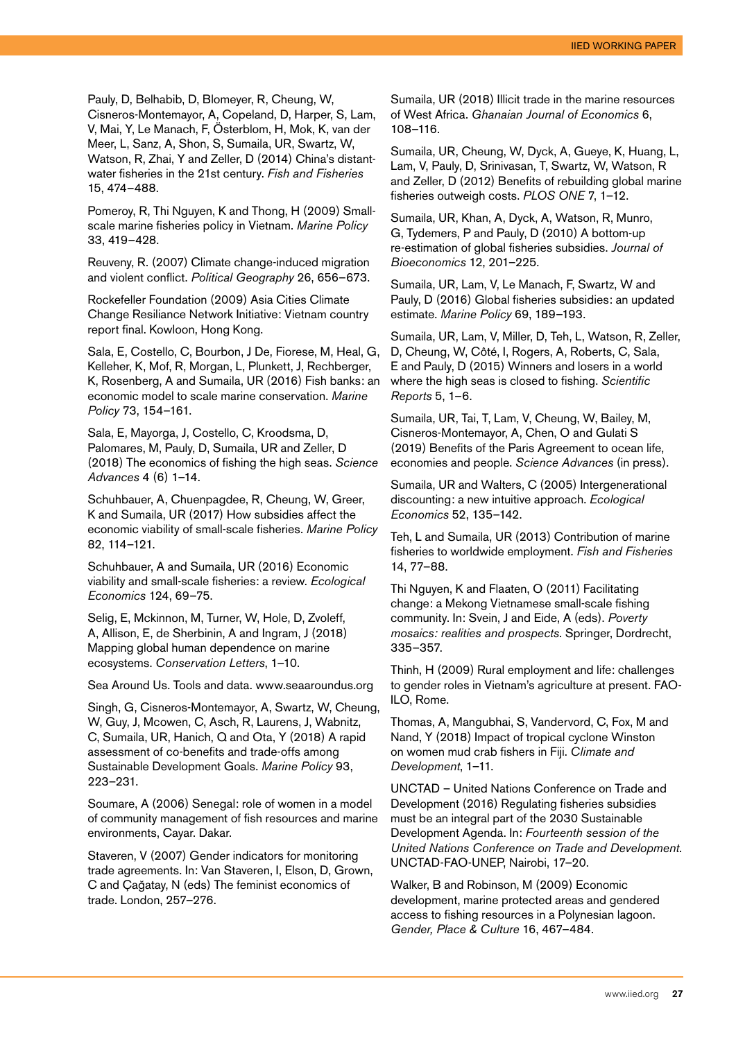Pauly, D, Belhabib, D, Blomeyer, R, Cheung, W, Cisneros-Montemayor, A, Copeland, D, Harper, S, Lam, V, Mai, Y, Le Manach, F, Österblom, H, Mok, K, van der Meer, L, Sanz, A, Shon, S, Sumaila, UR, Swartz, W, Watson, R, Zhai, Y and Zeller, D (2014) China's distant-water fisheries in the 21st century. *Fish and Fisheries* 15, 474–488.

Pomeroy, R, Thi Nguyen, K and Thong, H (2009) Small-scale marine fisheries policy in Vietnam. *Marine Policy* 33, 419–428.

Reuveny, R. (2007) Climate change-induced migration and violent conflict. *Political Geography* 26, 656–673.

Rockefeller Foundation (2009) Asia Cities Climate Change Resiliance Network Initiative: Vietnam country report final. Kowloon, Hong Kong.

Sala, E, Costello, C, Bourbon, J De, Fiorese, M, Heal, G, Kelleher, K, Mof, R, Morgan, L, Plunkett, J, Rechberger, K, Rosenberg, A and Sumaila, UR (2016) Fish banks: an economic model to scale marine conservation. *Marine Policy* 73, 154–161.

Sala, E, Mayorga, J, Costello, C, Kroodsma, D, Palomares, M, Pauly, D, Sumaila, UR and Zeller, D (2018) The economics of fishing the high seas. *Science Advances* 4 (6) 1–14.

Schuhbauer, A, Chuenpagdee, R, Cheung, W, Greer, K and Sumaila, UR (2017) How subsidies affect the economic viability of small-scale fisheries. *Marine Policy* 82, 114–121.

Schuhbauer, A and Sumaila, UR (2016) Economic viability and small-scale fisheries: a review. *Ecological Economics* 124, 69–75.

Selig, E, Mckinnon, M, Turner, W, Hole, D, Zvoleff, A, Allison, E, de Sherbinin, A and Ingram, J (2018) Mapping global human dependence on marine ecosystems. *Conservation Letters*, 1–10.

Sea Around Us. Tools and data. www.seaaroundus.org

Singh, G, Cisneros-Montemayor, A, Swartz, W, Cheung, W, Guy, J, Mcowen, C, Asch, R, Laurens, J, Wabnitz, C, Sumaila, UR, Hanich, Q and Ota, Y (2018) A rapid assessment of co-benefits and trade-offs among Sustainable Development Goals. *Marine Policy* 93, 223–231.

Soumare, A (2006) Senegal: role of women in a model of community management of fish resources and marine environments, Cayar. Dakar.

Staveren, V (2007) Gender indicators for monitoring trade agreements. In: Van Staveren, I, Elson, D, Grown, C and Çağatay, N (eds) The feminist economics of trade. London, 257–276.

Sumaila, UR (2018) Illicit trade in the marine resources of West Africa. *Ghanaian Journal of Economics* 6, 108–116.

Sumaila, UR, Cheung, W, Dyck, A, Gueye, K, Huang, L, Lam, V, Pauly, D, Srinivasan, T, Swartz, W, Watson, R and Zeller, D (2012) Benefits of rebuilding global marine fisheries outweigh costs. *PLOS ONE* 7, 1–12.

Sumaila, UR, Khan, A, Dyck, A, Watson, R, Munro, G, Tydemers, P and Pauly, D (2010) A bottom-up re-estimation of global fisheries subsidies. *Journal of Bioeconomics* 12, 201–225.

Sumaila, UR, Lam, V, Le Manach, F, Swartz, W and Pauly, D (2016) Global fisheries subsidies: an updated estimate. *Marine Policy* 69, 189–193.

Sumaila, UR, Lam, V, Miller, D, Teh, L, Watson, R, Zeller, D, Cheung, W, Côté, I, Rogers, A, Roberts, C, Sala, E and Pauly, D (2015) Winners and losers in a world where the high seas is closed to fishing. *Scientific Reports* 5, 1–6.

Sumaila, UR, Tai, T, Lam, V, Cheung, W, Bailey, M, Cisneros-Montemayor, A, Chen, O and Gulati S (2019) Benefits of the Paris Agreement to ocean life, economies and people. *Science Advances* (in press).

Sumaila, UR and Walters, C (2005) Intergenerational discounting: a new intuitive approach. *Ecological Economics* 52, 135–142.

Teh, L and Sumaila, UR (2013) Contribution of marine fisheries to worldwide employment. *Fish and Fisheries* 14, 77–88.

Thi Nguyen, K and Flaaten, O (2011) Facilitating change: a Mekong Vietnamese small-scale fishing community. In: Svein, J and Eide, A (eds). *Poverty mosaics: realities and prospects*. Springer, Dordrecht, 335–357.

Thinh, H (2009) Rural employment and life: challenges to gender roles in Vietnam's agriculture at present. FAO-ILO, Rome.

Thomas, A, Mangubhai, S, Vandervord, C, Fox, M and Nand, Y (2018) Impact of tropical cyclone Winston on women mud crab fishers in Fiji. *Climate and Development*, 1–11.

UNCTAD – United Nations Conference on Trade and Development (2016) Regulating fisheries subsidies must be an integral part of the 2030 Sustainable Development Agenda. In: *Fourteenth session of the United Nations Conference on Trade and Development*. UNCTAD-FAO-UNEP, Nairobi, 17–20.

Walker, B and Robinson, M (2009) Economic development, marine protected areas and gendered access to fishing resources in a Polynesian lagoon. *Gender, Place & Culture* 16, 467–484.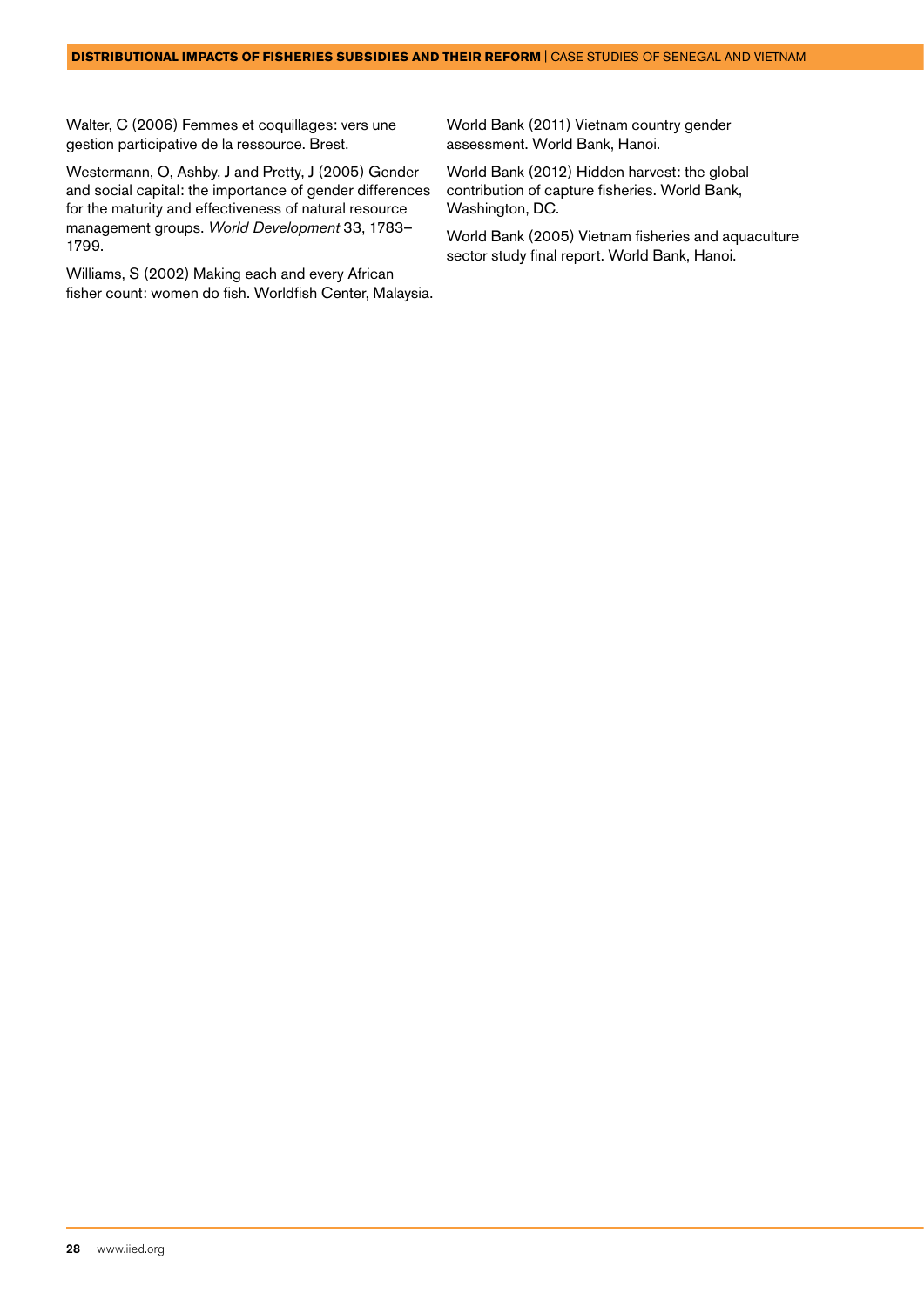Walter, C (2006) Femmes et coquillages: vers une gestion participative de la ressource. Brest.

Westermann, O, Ashby, J and Pretty, J (2005) Gender and social capital: the importance of gender differences for the maturity and effectiveness of natural resource management groups. *World Development* 33, 1783–1799.

Williams, S (2002) Making each and every African fisher count: women do fish. Worldfish Center, Malaysia.

World Bank (2011) Vietnam country gender assessment. World Bank, Hanoi.

World Bank (2012) Hidden harvest: the global contribution of capture fisheries. World Bank, Washington, DC.

World Bank (2005) Vietnam fisheries and aquaculture sector study final report. World Bank, Hanoi.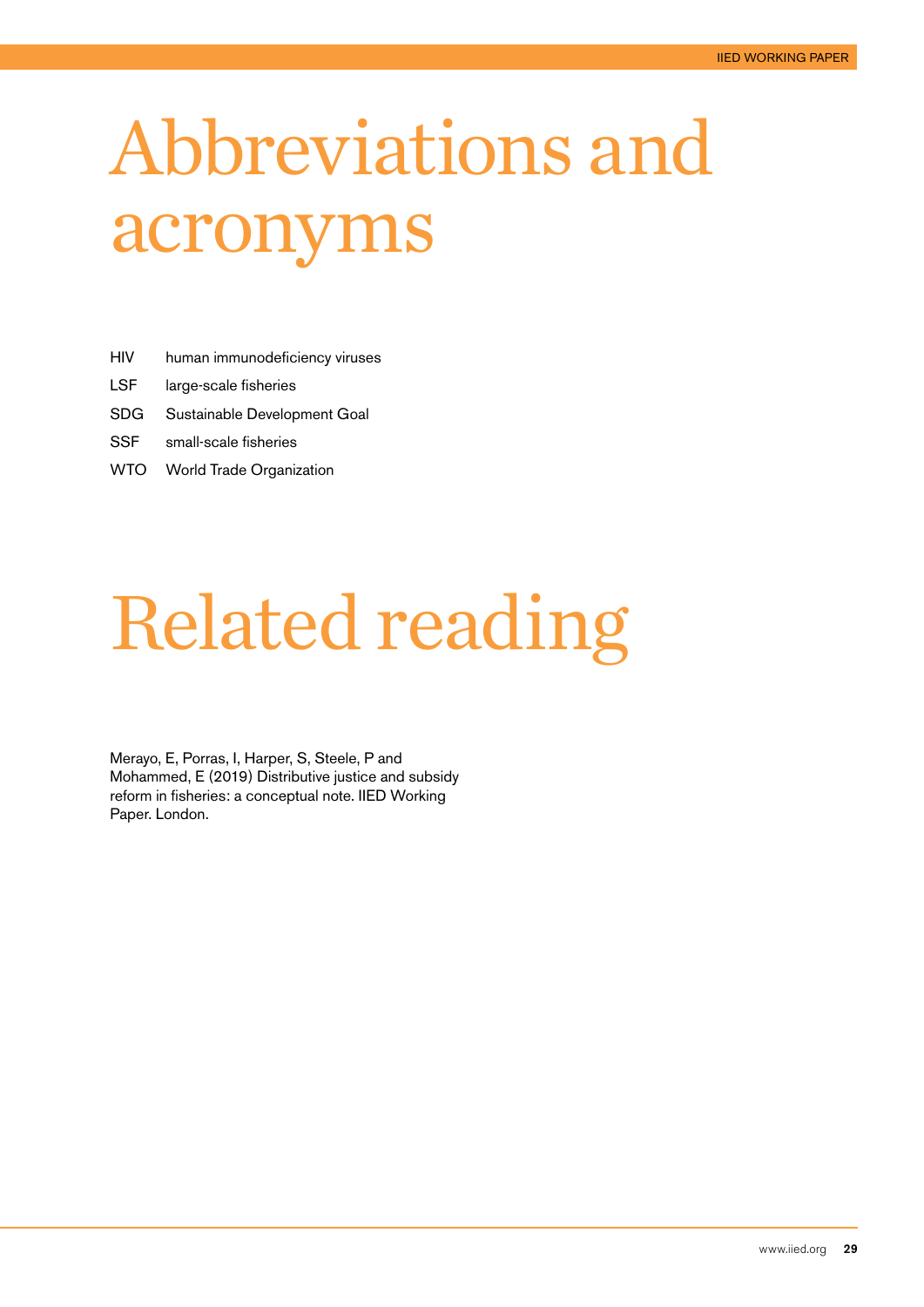# Abbreviations and acronyms

| | |
|---|---|
| HIV | human immunodeficiency viruses |
| LSF | large-scale fisheries |
| SDG | Sustainable Development Goal |
| SSF | small-scale fisheries |
| WTO | World Trade Organization |

# Related reading

Merayo, E, Porras, I, Harper, S, Steele, P and Mohammed, E (2019) Distributive justice and subsidy reform in fisheries: a conceptual note. IIED Working Paper. London.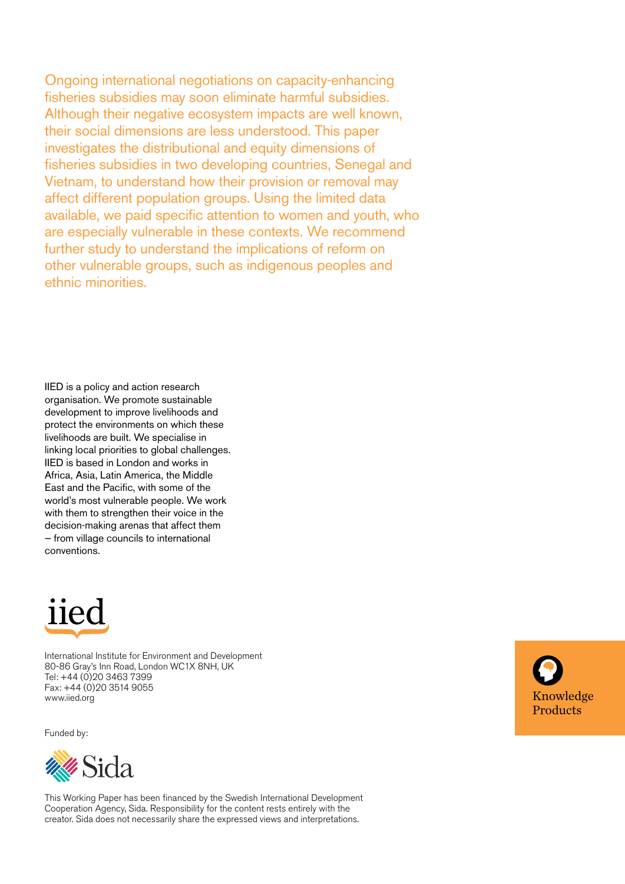Ongoing international negotiations on capacity-enhancing fisheries subsidies may soon eliminate harmful subsidies. Although their negative ecosystem impacts are well known, their social dimensions are less understood. This paper investigates the distributional and equity dimensions of fisheries subsidies in two developing countries, Senegal and Vietnam, to understand how their provision or removal may affect different population groups. Using the limited data available, we paid specific attention to women and youth, who are especially vulnerable in these contexts. We recommend further study to understand the implications of reform on other vulnerable groups, such as indigenous peoples and ethnic minorities.

IIED is a policy and action research organisation. We promote sustainable development to improve livelihoods and protect the environments on which these livelihoods are built. We specialise in linking local priorities to global challenges. IIED is based in London and works in Africa, Asia, Latin America, the Middle East and the Pacific, with some of the world's most vulnerable people. We work with them to strengthen their voice in the decision-making arenas that affect them – from village councils to international conventions.

iied

International Institute for Environment and Development
80-86 Gray's Inn Road, London WC1X 8NH, UK
Tel: +44 (0)20 3463 7399
Fax: +44 (0)20 3514 9055
www.iied.org

Knowledge Products

Funded by:

Sida

This Working Paper has been financed by the Swedish International Development Cooperation Agency, Sida. Responsibility for the content rests entirely with the creator. Sida does not necessarily share the expressed views and interpretations.